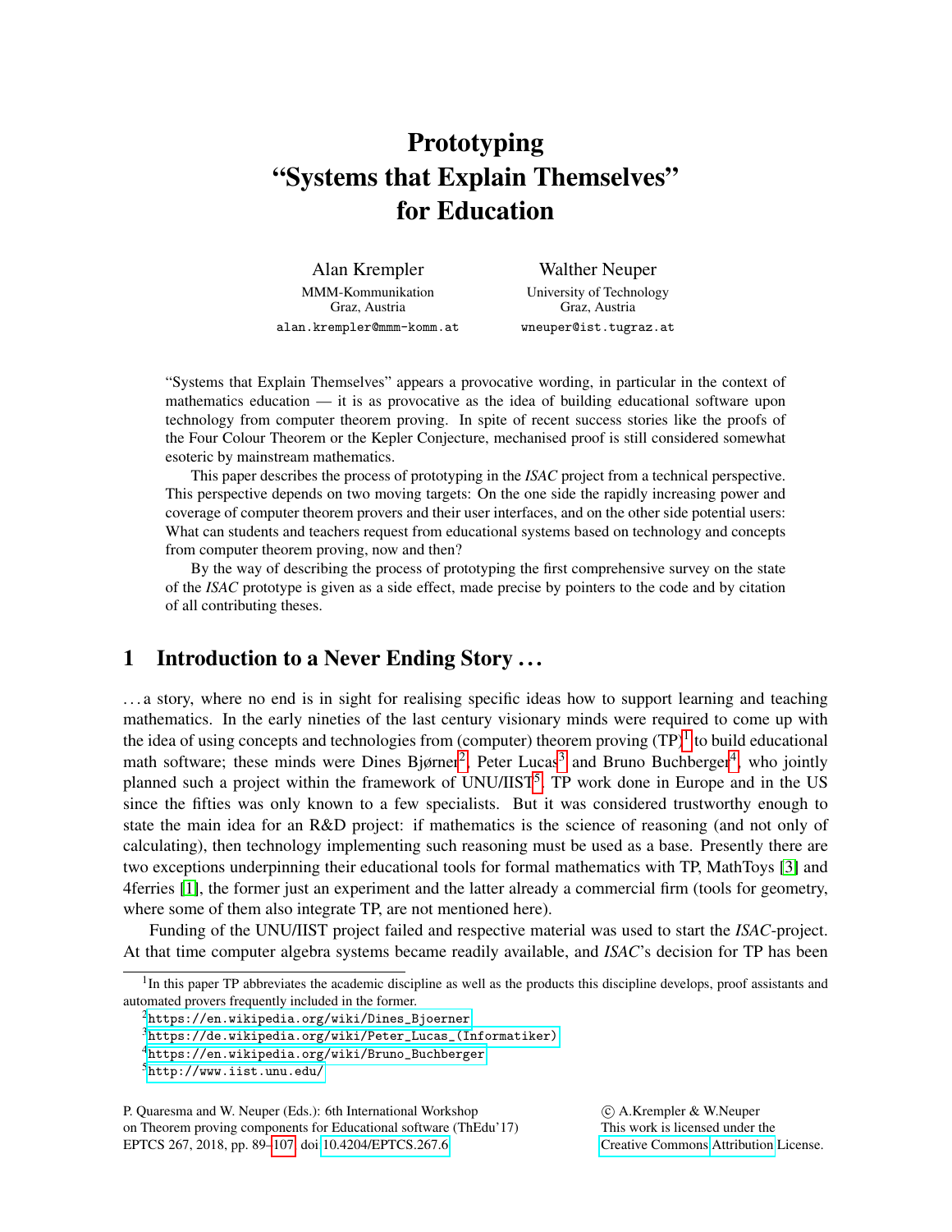# Prototyping "Systems that Explain Themselves" for Education

Alan Krempler
MMM-Kommunikation
Graz, Austria
alan.krempler@mmm-komm.at

Walther Neuper
University of Technology
Graz, Austria
wneuper@ist.tugraz.at

"Systems that Explain Themselves" appears a provocative wording, in particular in the context of mathematics education — it is as provocative as the idea of building educational software upon technology from computer theorem proving. In spite of recent success stories like the proofs of the Four Colour Theorem or the Kepler Conjecture, mechanised proof is still considered somewhat esoteric by mainstream mathematics.

This paper describes the process of prototyping in the *ISAC* project from a technical perspective. This perspective depends on two moving targets: On the one side the rapidly increasing power and coverage of computer theorem provers and their user interfaces, and on the other side potential users: What can students and teachers request from educational systems based on technology and concepts from computer theorem proving, now and then?

By the way of describing the process of prototyping the first comprehensive survey on the state of the *ISAC* prototype is given as a side effect, made precise by pointers to the code and by citation of all contributing theses.

## 1 Introduction to a Never Ending Story . . .

. . . a story, where no end is in sight for realising specific ideas how to support learning and teaching mathematics. In the early nineties of the last century visionary minds were required to come up with the idea of using concepts and technologies from (computer) theorem proving (TP)[1] to build educational math software; these minds were Dines Bjørner[2], Peter Lucas[3] and Bruno Buchberger[4], who jointly planned such a project within the framework of UNU/IIST[5]. TP work done in Europe and in the US since the fifties was only known to a few specialists. But it was considered trustworthy enough to state the main idea for an R&D project: if mathematics is the science of reasoning (and not only of calculating), then technology implementing such reasoning must be used as a base. Presently there are two exceptions underpinning their educational tools for formal mathematics with TP, MathToys [3] and 4ferries [1], the former just an experiment and the latter already a commercial firm (tools for geometry, where some of them also integrate TP, are not mentioned here).

Funding of the UNU/IIST project failed and respective material was used to start the *ISAC*-project. At that time computer algebra systems became readily available, and *ISAC*'s decision for TP has been

[1] In this paper TP abbreviates the academic discipline as well as the products this discipline develops, proof assistants and automated provers frequently included in the former.

[2] https://en.wikipedia.org/wiki/Dines_Bjoerner

[3] https://de.wikipedia.org/wiki/Peter_Lucas_(Informatiker)

[4] https://en.wikipedia.org/wiki/Bruno_Buchberger

[5] http://www.iist.unu.edu/

P. Quaresma and W. Neuper (Eds.): 6th International Workshop on Theorem proving components for Educational software (ThEdu'17) EPTCS 267, 2018, pp. 89–107, doi:10.4204/EPTCS.267.6

© A.Krempler & W.Neuper
This work is licensed under the Creative Commons Attribution License.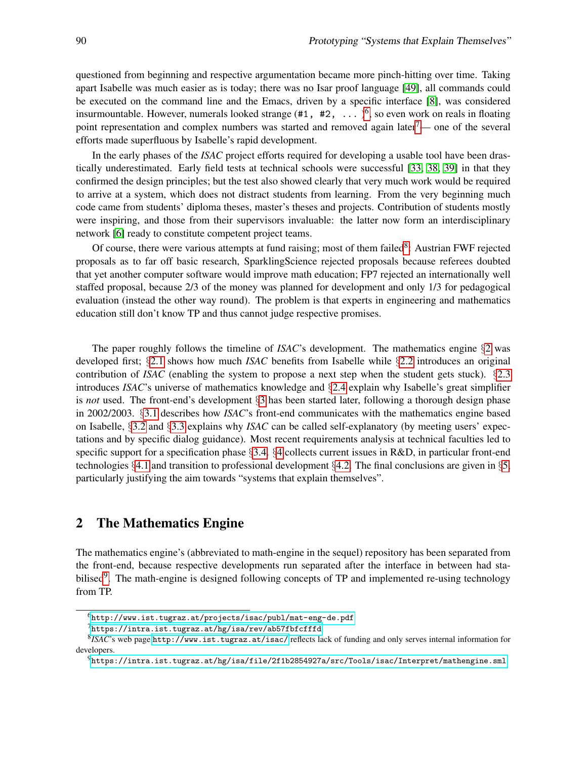questioned from beginning and respective argumentation became more pinch-hitting over time. Taking apart Isabelle was much easier as is today; there was no Isar proof language [49], all commands could be executed on the command line and the Emacs, driven by a specific interface [8], was considered insurmountable. However, numerals looked strange (`#1, #2, ...`)[6], so even work on reals in floating point representation and complex numbers was started and removed again later[7]— one of the several efforts made superfluous by Isabelle's rapid development.

In the early phases of the *ISAC* project efforts required for developing a usable tool have been drastically underestimated. Early field tests at technical schools were successful [33, 38, 39] in that they confirmed the design principles; but the test also showed clearly that very much work would be required to arrive at a system, which does not distract students from learning. From the very beginning much code came from students' diploma theses, master's theses and projects. Contribution of students mostly were inspiring, and those from their supervisors invaluable: the latter now form an interdisciplinary network [6] ready to constitute competent project teams.

Of course, there were various attempts at fund raising; most of them failed[8]: Austrian FWF rejected proposals as to far off basic research, SparklingScience rejected proposals because referees doubted that yet another computer software would improve math education; FP7 rejected an internationally well staffed proposal, because 2/3 of the money was planned for development and only 1/3 for pedagogical evaluation (instead the other way round). The problem is that experts in engineering and mathematics education still don't know TP and thus cannot judge respective promises.

The paper roughly follows the timeline of *ISAC*'s development. The mathematics engine §2 was developed first; §2.1 shows how much *ISAC* benefits from Isabelle while §2.2 introduces an original contribution of *ISAC* (enabling the system to propose a next step when the student gets stuck). §2.3 introduces *ISAC*'s universe of mathematics knowledge and §2.4 explain why Isabelle's great simplifier is *not* used. The front-end's development §3 has been started later, following a thorough design phase in 2002/2003. §3.1 describes how *ISAC*'s front-end communicates with the mathematics engine based on Isabelle, §3.2 and §3.3 explains why *ISAC* can be called self-explanatory (by meeting users' expectations and by specific dialog guidance). Most recent requirements analysis at technical faculties led to specific support for a specification phase §3.4. §4 collects current issues in R&D, in particular front-end technologies §4.1 and transition to professional development §4.2. The final conclusions are given in §5, particularly justifying the aim towards "systems that explain themselves".

## 2 The Mathematics Engine

The mathematics engine's (abbreviated to math-engine in the sequel) repository has been separated from the front-end, because respective developments run separated after the interface in between had stabilised[9]. The math-engine is designed following concepts of TP and implemented re-using technology from TP.

---

[6] `http://www.ist.tugraz.at/projects/isac/publ/mat-eng-de.pdf`

[7] `https://intra.ist.tugraz.at/hg/isa/rev/ab57fbfcfffd`

[8] *ISAC*'s web page `http://www.ist.tugraz.at/isac/` reflects lack of funding and only serves internal information for developers.

[9] `https://intra.ist.tugraz.at/hg/isa/file/2f1b2854927a/src/Tools/isac/Interpret/mathengine.sml`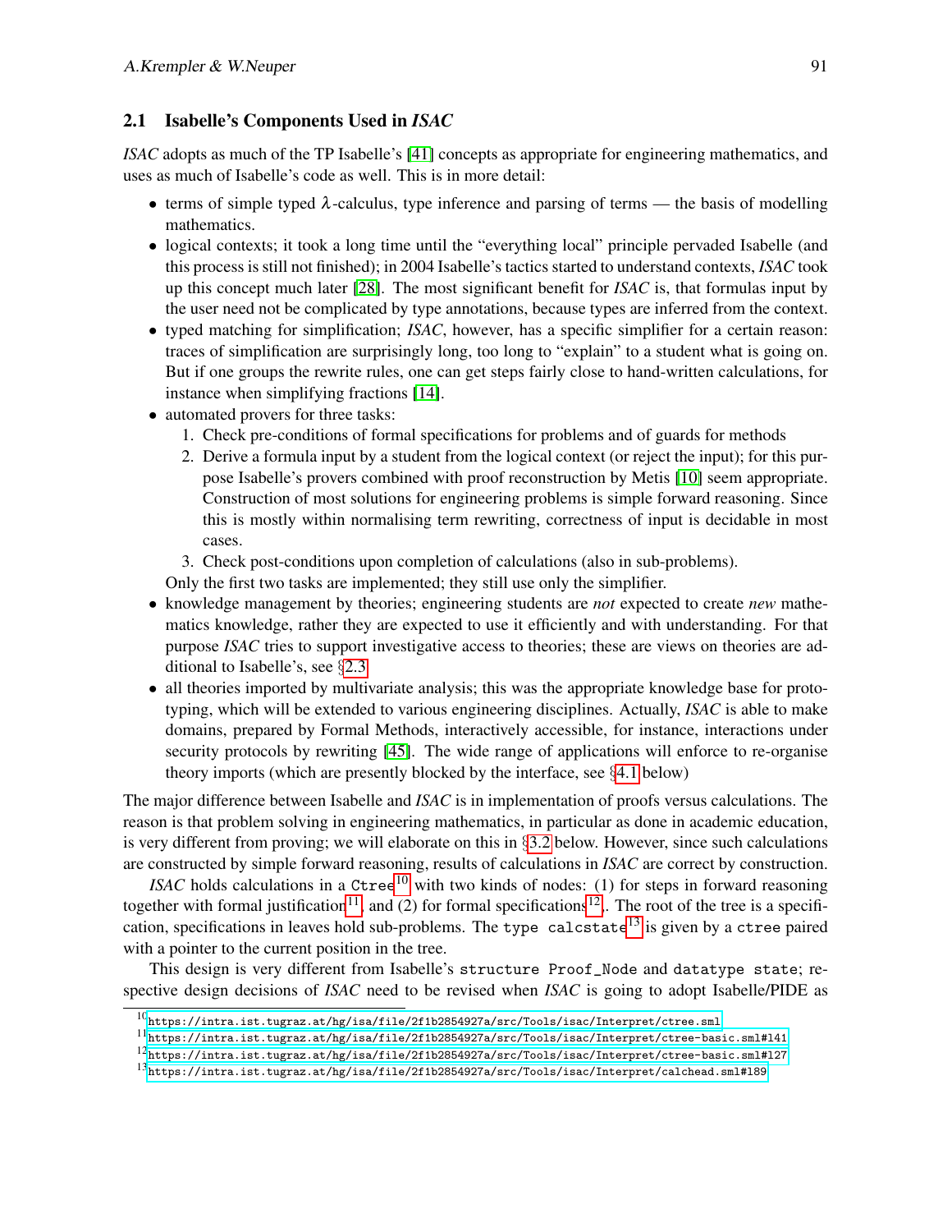## 2.1 Isabelle's Components Used in *ISAC*

*ISAC* adopts as much of the TP Isabelle's [41] concepts as appropriate for engineering mathematics, and uses as much of Isabelle's code as well. This is in more detail:

- terms of simple typed $\lambda$-calculus, type inference and parsing of terms — the basis of modelling mathematics.
- logical contexts; it took a long time until the "everything local" principle pervaded Isabelle (and this process is still not finished); in 2004 Isabelle's tactics started to understand contexts, *ISAC* took up this concept much later [28]. The most significant benefit for *ISAC* is, that formulas input by the user need not be complicated by type annotations, because types are inferred from the context.
- typed matching for simplification; *ISAC*, however, has a specific simplifier for a certain reason: traces of simplification are surprisingly long, too long to "explain" to a student what is going on. But if one groups the rewrite rules, one can get steps fairly close to hand-written calculations, for instance when simplifying fractions [14].
- automated provers for three tasks:
  1. Check pre-conditions of formal specifications for problems and of guards for methods
  2. Derive a formula input by a student from the logical context (or reject the input); for this purpose Isabelle's provers combined with proof reconstruction by Metis [10] seem appropriate. Construction of most solutions for engineering problems is simple forward reasoning. Since this is mostly within normalising term rewriting, correctness of input is decidable in most cases.
  3. Check post-conditions upon completion of calculations (also in sub-problems).

  Only the first two tasks are implemented; they still use only the simplifier.
- knowledge management by theories; engineering students are *not* expected to create *new* mathematics knowledge, rather they are expected to use it efficiently and with understanding. For that purpose *ISAC* tries to support investigative access to theories; these are views on theories are additional to Isabelle's, see §2.3
- all theories imported by multivariate analysis; this was the appropriate knowledge base for prototyping, which will be extended to various engineering disciplines. Actually, *ISAC* is able to make domains, prepared by Formal Methods, interactively accessible, for instance, interactions under security protocols by rewriting [45]. The wide range of applications will enforce to re-organise theory imports (which are presently blocked by the interface, see §4.1 below)

The major difference between Isabelle and *ISAC* is in implementation of proofs versus calculations. The reason is that problem solving in engineering mathematics, in particular as done in academic education, is very different from proving; we will elaborate on this in §3.2 below. However, since such calculations are constructed by simple forward reasoning, results of calculations in *ISAC* are correct by construction.

*ISAC* holds calculations in a `Ctree`[10] with two kinds of nodes: (1) for steps in forward reasoning together with formal justification[11], and (2) for formal specifications[12]. The root of the tree is a specification, specifications in leaves hold sub-problems. The `type calcstate`[13] is given by a `ctree` paired with a pointer to the current position in the tree.

This design is very different from Isabelle's `structure Proof_Node` and `datatype state`; respective design decisions of *ISAC* need to be revised when *ISAC* is going to adopt Isabelle/PIDE as

---

[10] https://intra.ist.tugraz.at/hg/isa/file/2f1b2854927a/src/Tools/isac/Interpret/ctree.sml

[11] https://intra.ist.tugraz.at/hg/isa/file/2f1b2854927a/src/Tools/isac/Interpret/ctree-basic.sml#l41

[12] https://intra.ist.tugraz.at/hg/isa/file/2f1b2854927a/src/Tools/isac/Interpret/ctree-basic.sml#l127

[13] https://intra.ist.tugraz.at/hg/isa/file/2f1b2854927a/src/Tools/isac/Interpret/calchead.sml#l89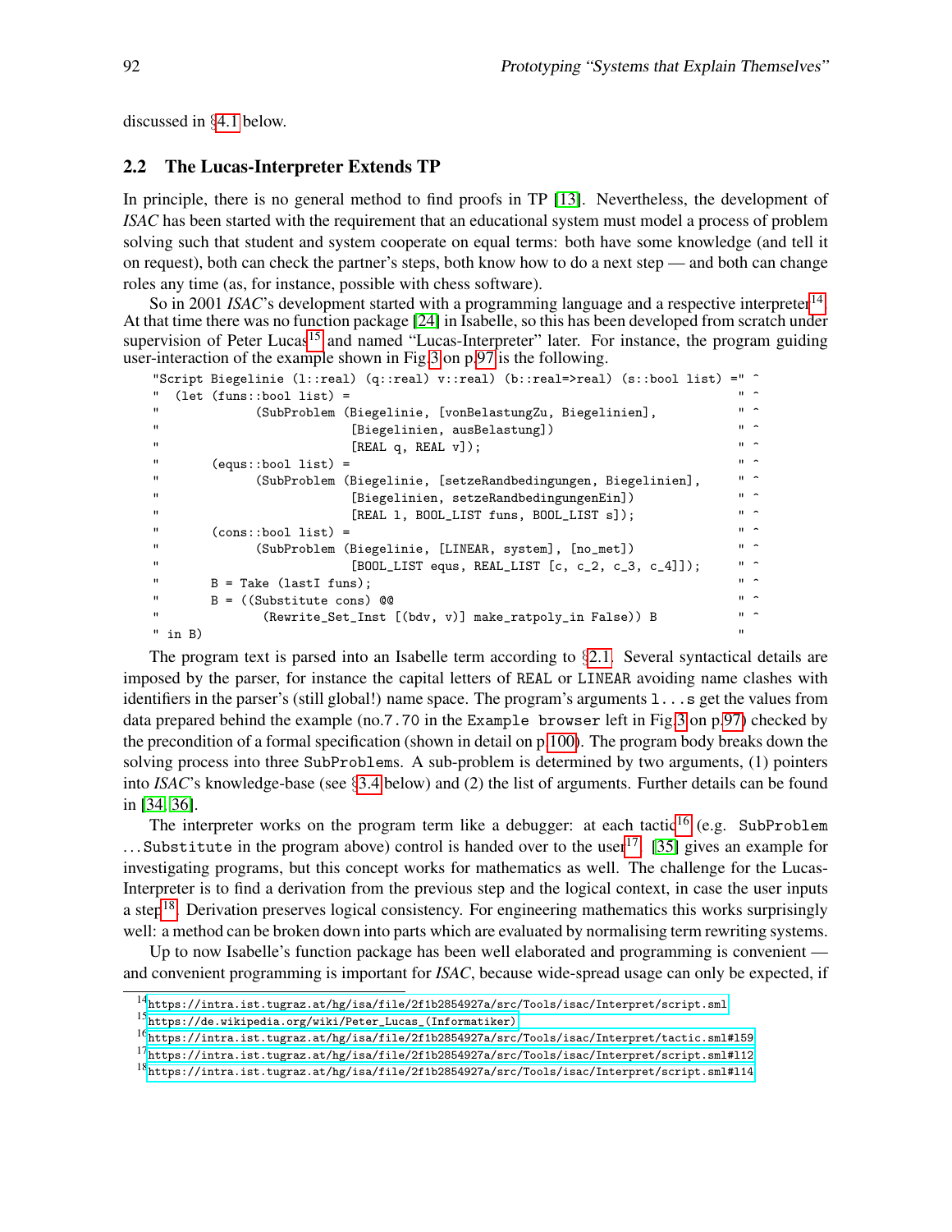discussed in §4.1 below.

## 2.2 The Lucas-Interpreter Extends TP

In principle, there is no general method to find proofs in TP [13]. Nevertheless, the development of *ISAC* has been started with the requirement that an educational system must model a process of problem solving such that student and system cooperate on equal terms: both have some knowledge (and tell it on request), both can check the partner's steps, both know how to do a next step — and both can change roles any time (as, for instance, possible with chess software).

So in 2001 *ISAC*'s development started with a programming language and a respective interpreter[14]. At that time there was no function package [24] in Isabelle, so this has been developed from scratch under supervision of Peter Lucas[15] and named "Lucas-Interpreter" later. For instance, the program guiding user-interaction of the example shown in Fig.3 on p.97 is the following.

```
"Script Biegelinie (l::real) (q::real) v::real) (b::real=>real) (s::bool list) =" ^
"  (let (funs::bool list) =                                                      " ^
"             (SubProblem (Biegelinie, [vonBelastungZu, Biegelinien],            " ^
"                          [Biegelinien, ausBelastung])                          " ^
"                          [REAL q, REAL v]);                                    " ^
"       (equs::bool list) =                                                      " ^
"             (SubProblem (Biegelinie, [setzeRandbedingungen, Biegelinien],      " ^
"                          [Biegelinien, setzeRandbedingungenEin])               " ^
"                          [REAL l, BOOL_LIST funs, BOOL_LIST s]);               " ^
"       (cons::bool list) =                                                      " ^
"             (SubProblem (Biegelinie, [LINEAR, system], [no_met])               " ^
"                          [BOOL_LIST equs, REAL_LIST [c, c_2, c_3, c_4]]);      " ^
"       B = Take (lastI funs);                                                   " ^
"       B = ((Substitute cons) @@                                                " ^
"              (Rewrite_Set_Inst [(bdv, v)] make_ratpoly_in False)) B            " ^
" in B)                                                                          "
```

The program text is parsed into an Isabelle term according to §2.1. Several syntactical details are imposed by the parser, for instance the capital letters of `REAL` or `LINEAR` avoiding name clashes with identifiers in the parser's (still global!) name space. The program's arguments `l...s` get the values from data prepared behind the example (no.`7.70` in the `Example browser` left in Fig.3 on p.97) checked by the precondition of a formal specification (shown in detail on p.100). The program body breaks down the solving process into three `SubProblem`s. A sub-problem is determined by two arguments, (1) pointers into *ISAC*'s knowledge-base (see §3.4 below) and (2) the list of arguments. Further details can be found in [34, 36].

The interpreter works on the program term like a debugger: at each tactic[16] (e.g. `SubProblem` ...`Substitute` in the program above) control is handed over to the user[17]. [35] gives an example for investigating programs, but this concept works for mathematics as well. The challenge for the Lucas-Interpreter is to find a derivation from the previous step and the logical context, in case the user inputs a step[18]. Derivation preserves logical consistency. For engineering mathematics this works surprisingly well: a method can be broken down into parts which are evaluated by normalising term rewriting systems.

Up to now Isabelle's function package has been well elaborated and programming is convenient — and convenient programming is important for *ISAC*, because wide-spread usage can only be expected, if

[14] https://intra.ist.tugraz.at/hg/isa/file/2f1b2854927a/src/Tools/isac/Interpret/script.sml

[15] https://de.wikipedia.org/wiki/Peter_Lucas_(Informatiker)

[16] https://intra.ist.tugraz.at/hg/isa/file/2f1b2854927a/src/Tools/isac/Interpret/tactic.sml#l59

[17] https://intra.ist.tugraz.at/hg/isa/file/2f1b2854927a/src/Tools/isac/Interpret/script.sml#l12

[18] https://intra.ist.tugraz.at/hg/isa/file/2f1b2854927a/src/Tools/isac/Interpret/script.sml#l14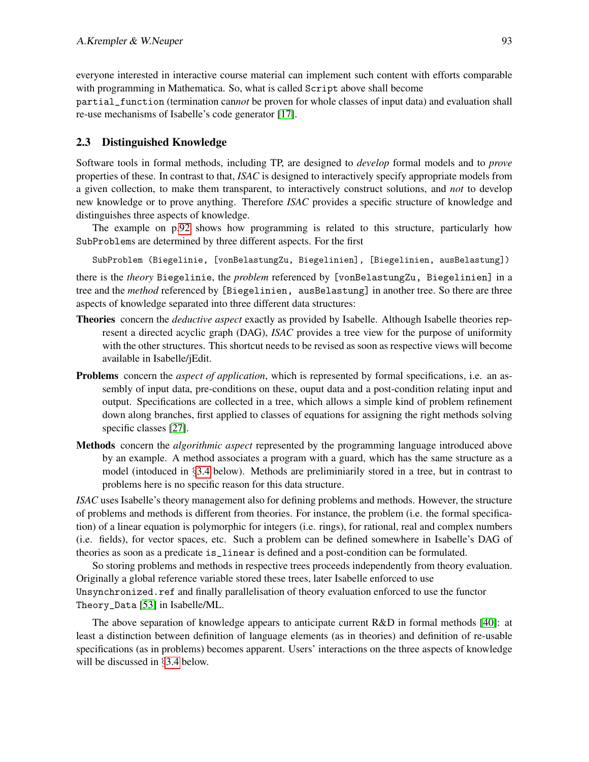everyone interested in interactive course material can implement such content with efforts comparable with programming in Mathematica. So, what is called `Script` above shall become `partial_function` (termination can*not* be proven for whole classes of input data) and evaluation shall re-use mechanisms of Isabelle's code generator [17].

### 2.3 Distinguished Knowledge

Software tools in formal methods, including TP, are designed to *develop* formal models and to *prove* properties of these. In contrast to that, *ISAC* is designed to interactively specify appropriate models from a given collection, to make them transparent, to interactively construct solutions, and *not* to develop new knowledge or to prove anything. Therefore *ISAC* provides a specific structure of knowledge and distinguishes three aspects of knowledge.

The example on p.92 shows how programming is related to this structure, particularly how `SubProblems` are determined by three different aspects. For the first

```
SubProblem (Biegelinie, [vonBelastungZu, Biegelinien], [Biegelinien, ausBelastung])
```

there is the *theory* `Biegelinie`, the *problem* referenced by `[vonBelastungZu, Biegelinien]` in a tree and the *method* referenced by `[Biegelinien, ausBelastung]` in another tree. So there are three aspects of knowledge separated into three different data structures:

**Theories** concern the *deductive aspect* exactly as provided by Isabelle. Although Isabelle theories represent a directed acyclic graph (DAG), *ISAC* provides a tree view for the purpose of uniformity with the other structures. This shortcut needs to be revised as soon as respective views will become available in Isabelle/jEdit.

**Problems** concern the *aspect of application*, which is represented by formal specifications, i.e. an assembly of input data, pre-conditions on these, ouput data and a post-condition relating input and output. Specifications are collected in a tree, which allows a simple kind of problem refinement down along branches, first applied to classes of equations for assigning the right methods solving specific classes [27].

**Methods** concern the *algorithmic aspect* represented by the programming language introduced above by an example. A method associates a program with a guard, which has the same structure as a model (intoduced in §3.4 below). Methods are preliminiarily stored in a tree, but in contrast to problems here is no specific reason for this data structure.

*ISAC* uses Isabelle's theory management also for defining problems and methods. However, the structure of problems and methods is different from theories. For instance, the problem (i.e. the formal specification) of a linear equation is polymorphic for integers (i.e. rings), for rational, real and complex numbers (i.e. fields), for vector spaces, etc. Such a problem can be defined somewhere in Isabelle's DAG of theories as soon as a predicate `is_linear` is defined and a post-condition can be formulated.

So storing problems and methods in respective trees proceeds independently from theory evaluation. Originally a global reference variable stored these trees, later Isabelle enforced to use `Unsynchronized.ref` and finally parallelisation of theory evaluation enforced to use the functor `Theory_Data` [53] in Isabelle/ML.

The above separation of knowledge appears to anticipate current R&D in formal methods [40]: at least a distinction between definition of language elements (as in theories) and definition of re-usable specifications (as in problems) becomes apparent. Users' interactions on the three aspects of knowledge will be discussed in §3.4 below.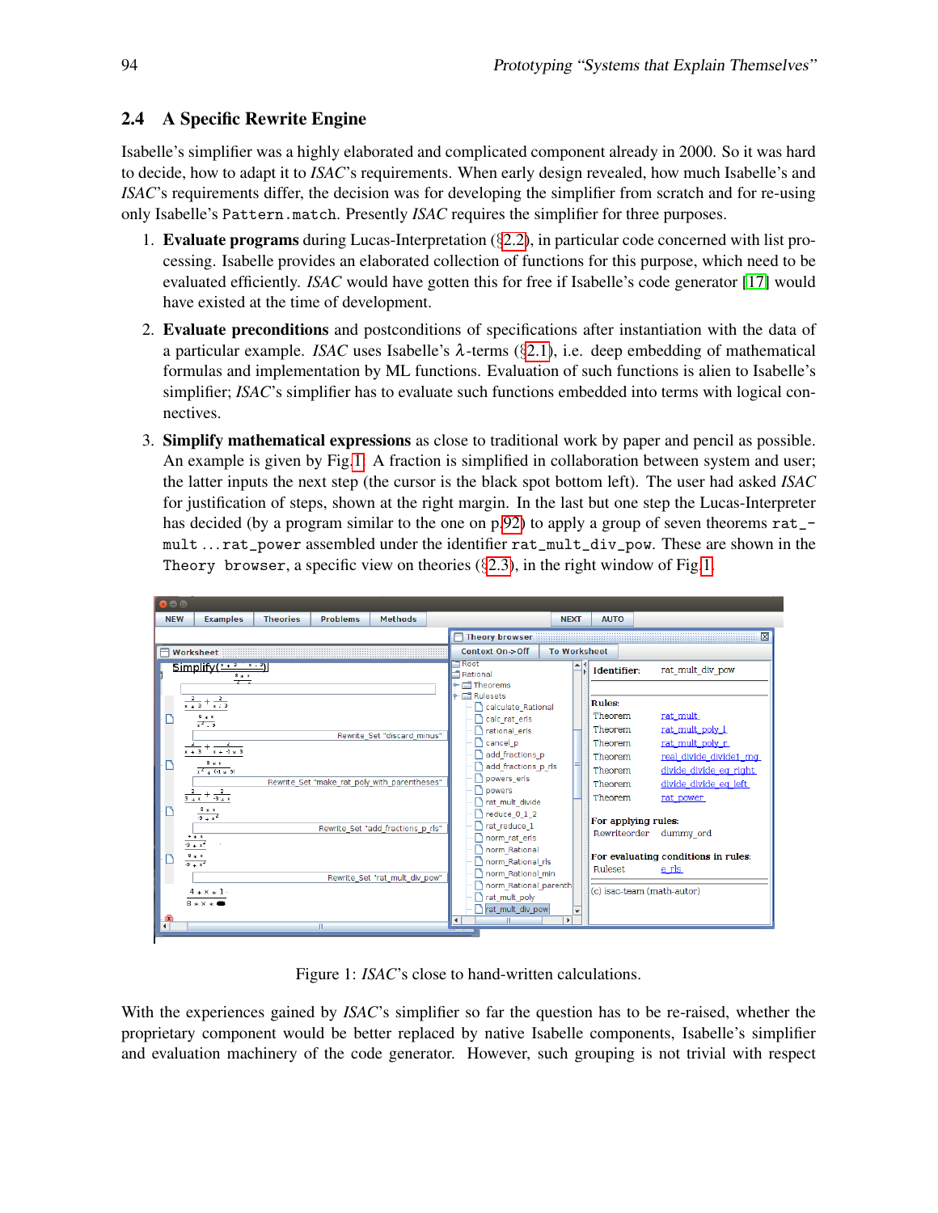### 2.4 A Specific Rewrite Engine

Isabelle's simplifier was a highly elaborated and complicated component already in 2000. So it was hard to decide, how to adapt it to *ISAC*'s requirements. When early design revealed, how much Isabelle's and *ISAC*'s requirements differ, the decision was for developing the simplifier from scratch and for re-using only Isabelle's `Pattern.match`. Presently *ISAC* requires the simplifier for three purposes.

1. **Evaluate programs** during Lucas-Interpretation (§2.2), in particular code concerned with list processing. Isabelle provides an elaborated collection of functions for this purpose, which need to be evaluated efficiently. *ISAC* would have gotten this for free if Isabelle's code generator [17] would have existed at the time of development.

2. **Evaluate preconditions** and postconditions of specifications after instantiation with the data of a particular example. *ISAC* uses Isabelle's $\lambda$-terms (§2.1), i.e. deep embedding of mathematical formulas and implementation by ML functions. Evaluation of such functions is alien to Isabelle's simplifier; *ISAC*'s simplifier has to evaluate such functions embedded into terms with logical connectives.

3. **Simplify mathematical expressions** as close to traditional work by paper and pencil as possible. An example is given by Fig.1. A fraction is simplified in collaboration between system and user; the latter inputs the next step (the cursor is the black spot bottom left). The user had asked *ISAC* for justification of steps, shown at the right margin. In the last but one step the Lucas-Interpreter has decided (by a program similar to the one on p.92) to apply a group of seven theorems `rat_mult` ...`rat_power` assembled under the identifier `rat_mult_div_pow`. These are shown in the `Theory browser`, a specific view on theories (§2.3), in the right window of Fig.1.

Figure 1: *ISAC*'s close to hand-written calculations.

With the experiences gained by *ISAC*'s simplifier so far the question has to be re-raised, whether the proprietary component would be better replaced by native Isabelle components, Isabelle's simplifier and evaluation machinery of the code generator. However, such grouping is not trivial with respect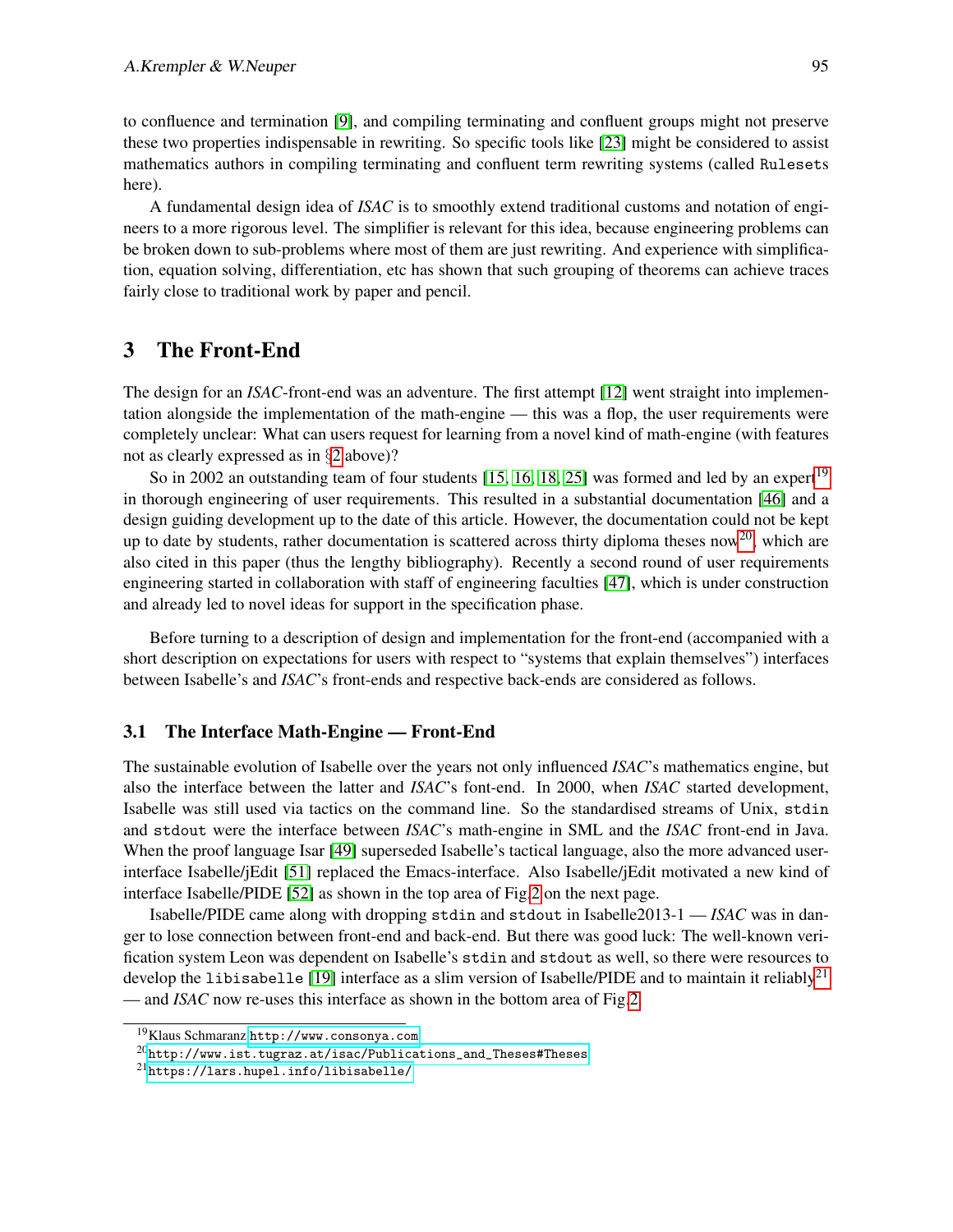to confluence and termination [9], and compiling terminating and confluent groups might not preserve these two properties indispensable in rewriting. So specific tools like [23] might be considered to assist mathematics authors in compiling terminating and confluent term rewriting systems (called `Rulesets` here).

A fundamental design idea of *ISAC* is to smoothly extend traditional customs and notation of engineers to a more rigorous level. The simplifier is relevant for this idea, because engineering problems can be broken down to sub-problems where most of them are just rewriting. And experience with simplification, equation solving, differentiation, etc has shown that such grouping of theorems can achieve traces fairly close to traditional work by paper and pencil.

## 3 The Front-End

The design for an *ISAC*-front-end was an adventure. The first attempt [12] went straight into implementation alongside the implementation of the math-engine — this was a flop, the user requirements were completely unclear: What can users request for learning from a novel kind of math-engine (with features not as clearly expressed as in §2 above)?

So in 2002 an outstanding team of four students [15, 16, 18, 25] was formed and led by an expert[19] in thorough engineering of user requirements. This resulted in a substantial documentation [46] and a design guiding development up to the date of this article. However, the documentation could not be kept up to date by students, rather documentation is scattered across thirty diploma theses now[20], which are also cited in this paper (thus the lengthy bibliography). Recently a second round of user requirements engineering started in collaboration with staff of engineering faculties [47], which is under construction and already led to novel ideas for support in the specification phase.

Before turning to a description of design and implementation for the front-end (accompanied with a short description on expectations for users with respect to "systems that explain themselves") interfaces between Isabelle's and *ISAC*'s front-ends and respective back-ends are considered as follows.

### 3.1 The Interface Math-Engine — Front-End

The sustainable evolution of Isabelle over the years not only influenced *ISAC*'s mathematics engine, but also the interface between the latter and *ISAC*'s font-end. In 2000, when *ISAC* started development, Isabelle was still used via tactics on the command line. So the standardised streams of Unix, `stdin` and `stdout` were the interface between *ISAC*'s math-engine in SML and the *ISAC* front-end in Java. When the proof language Isar [49] superseded Isabelle's tactical language, also the more advanced user-interface Isabelle/jEdit [51] replaced the Emacs-interface. Also Isabelle/jEdit motivated a new kind of interface Isabelle/PIDE [52] as shown in the top area of Fig.2 on the next page.

Isabelle/PIDE came along with dropping `stdin` and `stdout` in Isabelle2013-1 — *ISAC* was in danger to lose connection between front-end and back-end. But there was good luck: The well-known verification system Leon was dependent on Isabelle's `stdin` and `stdout` as well, so there were resources to develop the `libisabelle` [19] interface as a slim version of Isabelle/PIDE and to maintain it reliably[21] — and *ISAC* now re-uses this interface as shown in the bottom area of Fig.2.

[19] Klaus Schmaranz http://www.consonya.com

[20] http://www.ist.tugraz.at/isac/Publications_and_Theses#Theses

[21] https://lars.hupel.info/libisabelle/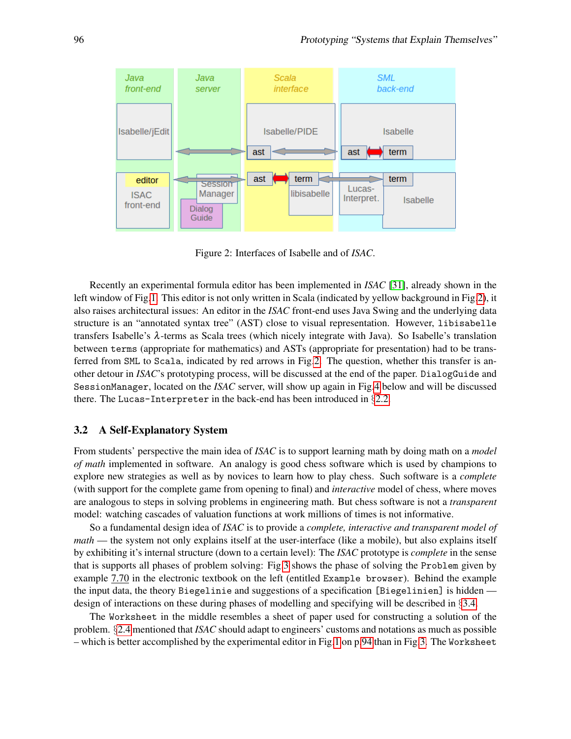Figure 2: Interfaces of Isabelle and of *ISAC*.

Recently an experimental formula editor has been implemented in *ISAC* [31], already shown in the left window of Fig.1. This editor is not only written in Scala (indicated by yellow background in Fig.2), it also raises architectural issues: An editor in the *ISAC* front-end uses Java Swing and the underlying data structure is an "annotated syntax tree" (AST) close to visual representation. However, `libisabelle` transfers Isabelle's $\lambda$-terms as Scala trees (which nicely integrate with Java). So Isabelle's translation between `terms` (appropriate for mathematics) and ASTs (appropriate for presentation) had to be transferred from `SML` to `Scala`, indicated by red arrows in Fig.2. The question, whether this transfer is another detour in *ISAC*'s prototyping process, will be discussed at the end of the paper. `DialogGuide` and `SessionManager`, located on the *ISAC* server, will show up again in Fig.4 below and will be discussed there. The `Lucas-Interpreter` in the back-end has been introduced in §2.2.

### 3.2 A Self-Explanatory System

From students' perspective the main idea of *ISAC* is to support learning math by doing math on a *model of math* implemented in software. An analogy is good chess software which is used by champions to explore new strategies as well as by novices to learn how to play chess. Such software is a *complete* (with support for the complete game from opening to final) and *interactive* model of chess, where moves are analogous to steps in solving problems in engineering math. But chess software is not a *transparent* model: watching cascades of valuation functions at work millions of times is not informative.

So a fundamental design idea of *ISAC* is to provide a *complete, interactive and transparent model of math* — the system not only explains itself at the user-interface (like a mobile), but also explains itself by exhibiting it's internal structure (down to a certain level): The *ISAC* prototype is *complete* in the sense that is supports all phases of problem solving: Fig.3 shows the phase of solving the `Problem` given by example 7.70 in the electronic textbook on the left (entitled `Example browser`). Behind the example the input data, the theory `Biegelinie` and suggestions of a specification `[Biegelinien]` is hidden — design of interactions on these during phases of modelling and specifying will be described in §3.4.

The `Worksheet` in the middle resembles a sheet of paper used for constructing a solution of the problem. §2.4 mentioned that *ISAC* should adapt to engineers' customs and notations as much as possible – which is better accomplished by the experimental editor in Fig.1 on p.94 than in Fig.3. The `Worksheet`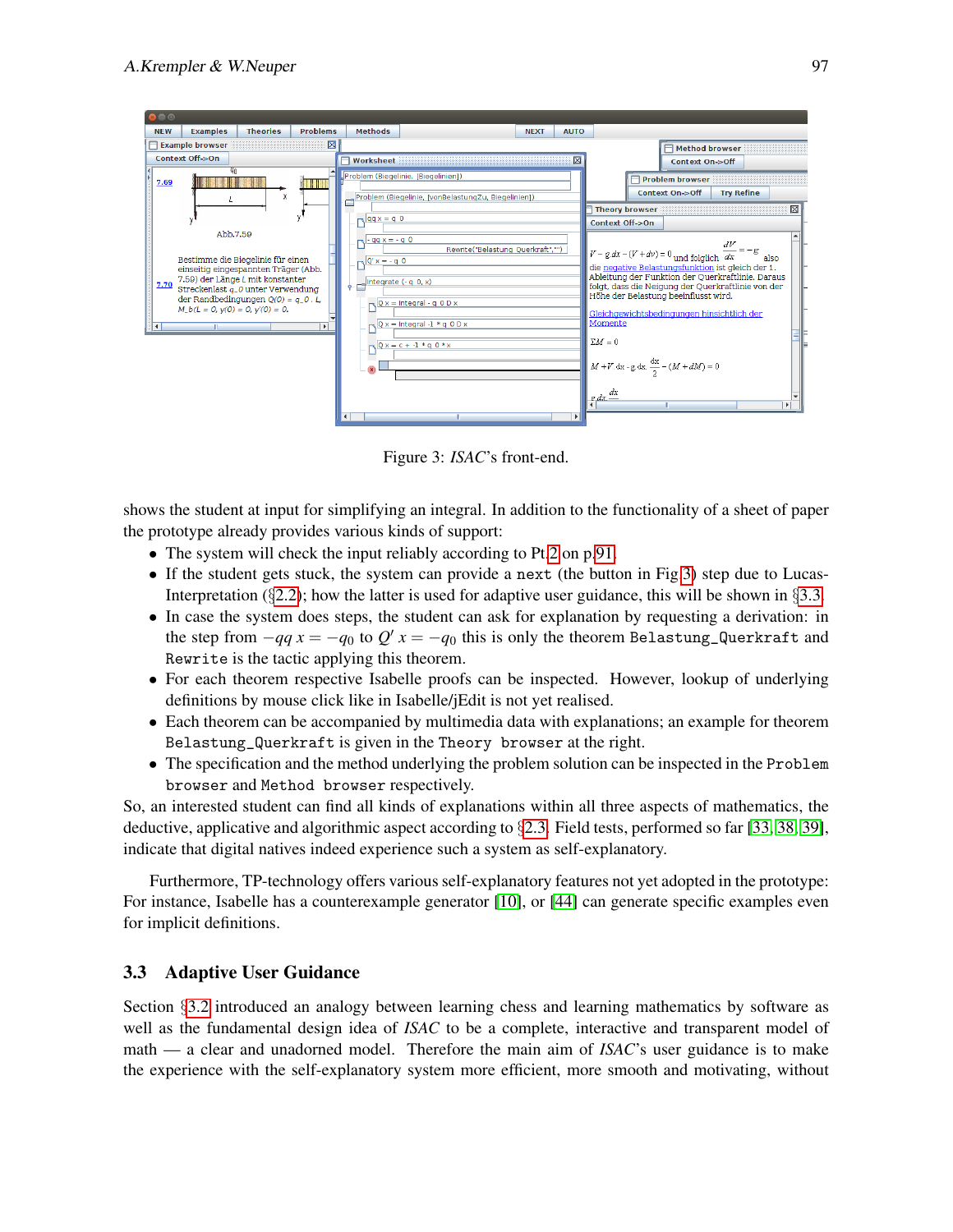Figure 3: *ISAC*'s front-end.

shows the student at input for simplifying an integral. In addition to the functionality of a sheet of paper the prototype already provides various kinds of support:

- The system will check the input reliably according to Pt.2 on p.91.
- If the student gets stuck, the system can provide a `next` (the button in Fig.3) step due to Lucas-Interpretation (§2.2); how the latter is used for adaptive user guidance, this will be shown in §3.3.
- In case the system does steps, the student can ask for explanation by requesting a derivation: in the step from $-qq\ x = -q_0$ to $Q'\ x = -q_0$ this is only the theorem `Belastung_Querkraft` and `Rewrite` is the tactic applying this theorem.
- For each theorem respective Isabelle proofs can be inspected. However, lookup of underlying definitions by mouse click like in Isabelle/jEdit is not yet realised.
- Each theorem can be accompanied by multimedia data with explanations; an example for theorem `Belastung_Querkraft` is given in the `Theory browser` at the right.
- The specification and the method underlying the problem solution can be inspected in the `Problem browser` and `Method browser` respectively.

So, an interested student can find all kinds of explanations within all three aspects of mathematics, the deductive, applicative and algorithmic aspect according to §2.3. Field tests, performed so far [33, 38, 39], indicate that digital natives indeed experience such a system as self-explanatory.

Furthermore, TP-technology offers various self-explanatory features not yet adopted in the prototype: For instance, Isabelle has a counterexample generator [10], or [44] can generate specific examples even for implicit definitions.

### 3.3 Adaptive User Guidance

Section §3.2 introduced an analogy between learning chess and learning mathematics by software as well as the fundamental design idea of *ISAC* to be a complete, interactive and transparent model of math — a clear and unadorned model. Therefore the main aim of *ISAC*'s user guidance is to make the experience with the self-explanatory system more efficient, more smooth and motivating, without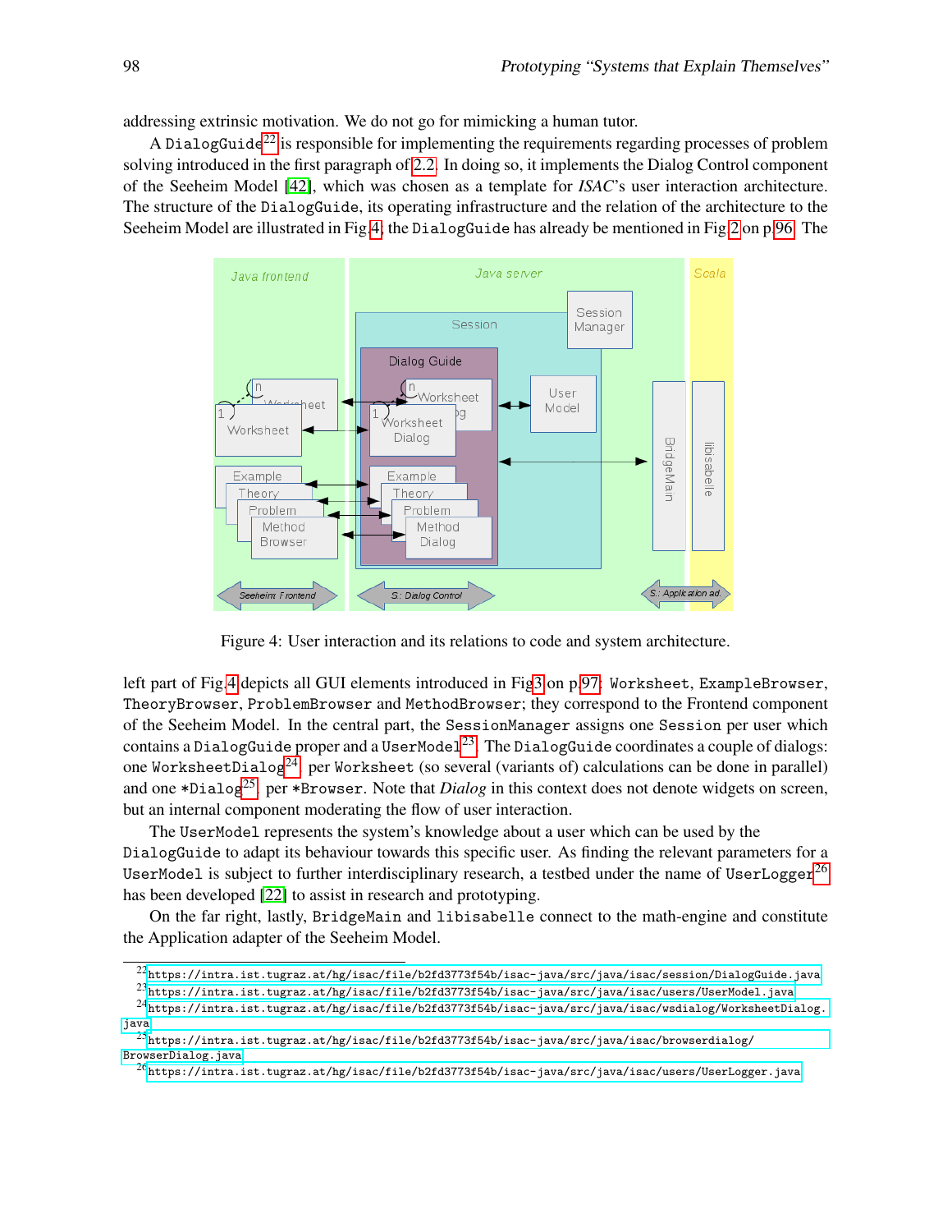addressing extrinsic motivation. We do not go for mimicking a human tutor.

A DialogGuide[22] is responsible for implementing the requirements regarding processes of problem solving introduced in the first paragraph of 2.2. In doing so, it implements the Dialog Control component of the Seeheim Model [42], which was chosen as a template for *ISAC*'s user interaction architecture. The structure of the DialogGuide, its operating infrastructure and the relation of the architecture to the Seeheim Model are illustrated in Fig.4; the DialogGuide has already be mentioned in Fig.2 on p.96. The

Figure 4: User interaction and its relations to code and system architecture.

left part of Fig.4 depicts all GUI elements introduced in Fig.3 on p.97: Worksheet, ExampleBrowser, TheoryBrowser, ProblemBrowser and MethodBrowser; they correspond to the Frontend component of the Seeheim Model. In the central part, the SessionManager assigns one Session per user which contains a DialogGuide proper and a UserModel[23]. The DialogGuide coordinates a couple of dialogs: one WorksheetDialog[24] per Worksheet (so several (variants of) calculations can be done in parallel) and one *Dialog[25] per *Browser. Note that *Dialog* in this context does not denote widgets on screen, but an internal component moderating the flow of user interaction.

The UserModel represents the system's knowledge about a user which can be used by the DialogGuide to adapt its behaviour towards this specific user. As finding the relevant parameters for a UserModel is subject to further interdisciplinary research, a testbed under the name of UserLogger[26] has been developed [22] to assist in research and prototyping.

On the far right, lastly, BridgeMain and libisabelle connect to the math-engine and constitute the Application adapter of the Seeheim Model.

---

[22] https://intra.ist.tugraz.at/hg/isac/file/b2fd3773f54b/isac-java/src/java/isac/session/DialogGuide.java

[23] https://intra.ist.tugraz.at/hg/isac/file/b2fd3773f54b/isac-java/src/java/isac/users/UserModel.java

[24] https://intra.ist.tugraz.at/hg/isac/file/b2fd3773f54b/isac-java/src/java/isac/wsdialog/WorksheetDialog.java

[25] https://intra.ist.tugraz.at/hg/isac/file/b2fd3773f54b/isac-java/src/java/isac/browserdialog/BrowserDialog.java

[26] https://intra.ist.tugraz.at/hg/isac/file/b2fd3773f54b/isac-java/src/java/isac/users/UserLogger.java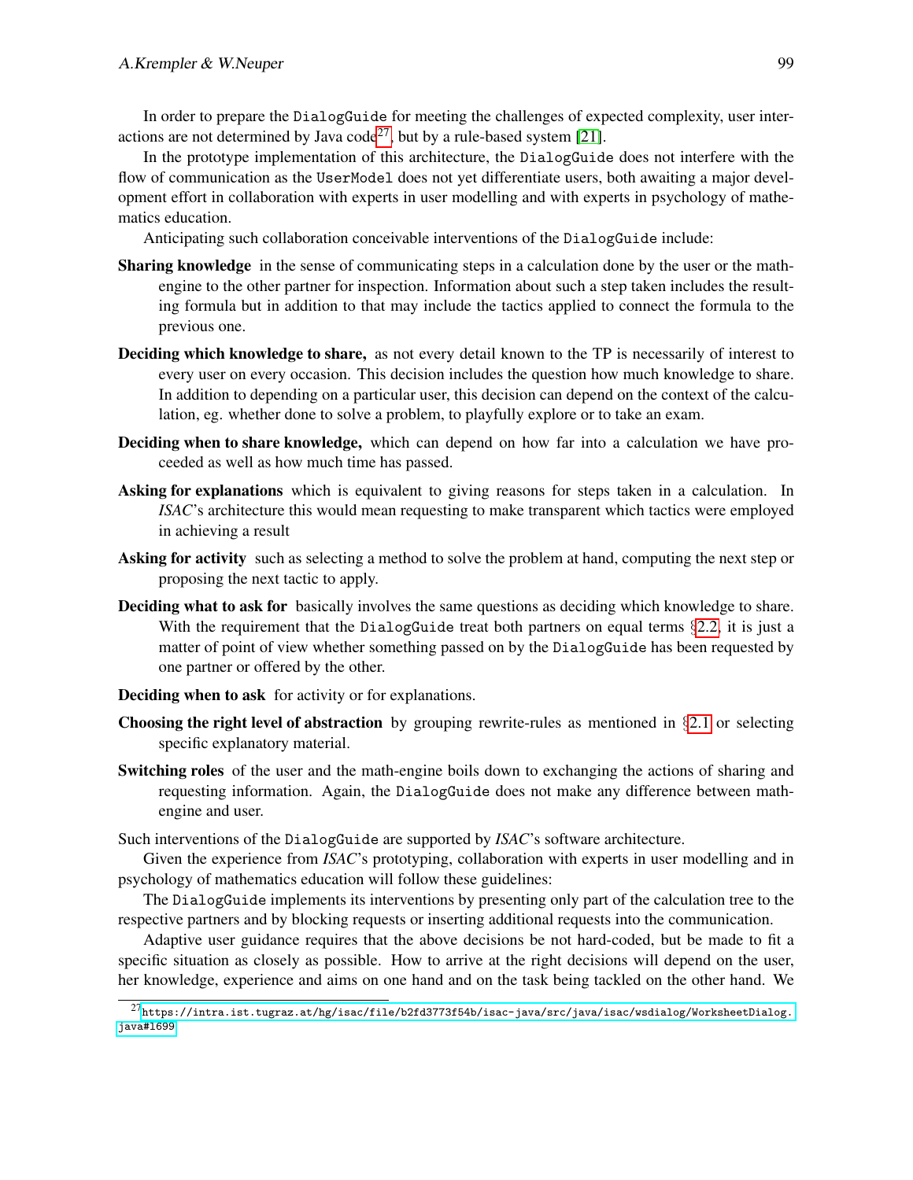In order to prepare the `DialogGuide` for meeting the challenges of expected complexity, user interactions are not determined by Java code[27], but by a rule-based system [21].

In the prototype implementation of this architecture, the `DialogGuide` does not interfere with the flow of communication as the `UserModel` does not yet differentiate users, both awaiting a major development effort in collaboration with experts in user modelling and with experts in psychology of mathematics education.

Anticipating such collaboration conceivable interventions of the `DialogGuide` include:

**Sharing knowledge** in the sense of communicating steps in a calculation done by the user or the math-engine to the other partner for inspection. Information about such a step taken includes the resulting formula but in addition to that may include the tactics applied to connect the formula to the previous one.

**Deciding which knowledge to share,** as not every detail known to the TP is necessarily of interest to every user on every occasion. This decision includes the question how much knowledge to share. In addition to depending on a particular user, this decision can depend on the context of the calculation, eg. whether done to solve a problem, to playfully explore or to take an exam.

**Deciding when to share knowledge,** which can depend on how far into a calculation we have proceeded as well as how much time has passed.

**Asking for explanations** which is equivalent to giving reasons for steps taken in a calculation. In *ISAC*'s architecture this would mean requesting to make transparent which tactics were employed in achieving a result

**Asking for activity** such as selecting a method to solve the problem at hand, computing the next step or proposing the next tactic to apply.

**Deciding what to ask for** basically involves the same questions as deciding which knowledge to share. With the requirement that the `DialogGuide` treat both partners on equal terms §2.2, it is just a matter of point of view whether something passed on by the `DialogGuide` has been requested by one partner or offered by the other.

**Deciding when to ask** for activity or for explanations.

**Choosing the right level of abstraction** by grouping rewrite-rules as mentioned in §2.1 or selecting specific explanatory material.

**Switching roles** of the user and the math-engine boils down to exchanging the actions of sharing and requesting information. Again, the `DialogGuide` does not make any difference between math-engine and user.

Such interventions of the `DialogGuide` are supported by *ISAC*'s software architecture.

Given the experience from *ISAC*'s prototyping, collaboration with experts in user modelling and in psychology of mathematics education will follow these guidelines:

The `DialogGuide` implements its interventions by presenting only part of the calculation tree to the respective partners and by blocking requests or inserting additional requests into the communication.

Adaptive user guidance requires that the above decisions be not hard-coded, but be made to fit a specific situation as closely as possible. How to arrive at the right decisions will depend on the user, her knowledge, experience and aims on one hand and on the task being tackled on the other hand. We

[27] https://intra.ist.tugraz.at/hg/isac/file/b2fd3773f54b/isac-java/src/java/isac/wsdialog/WorksheetDialog.java#l699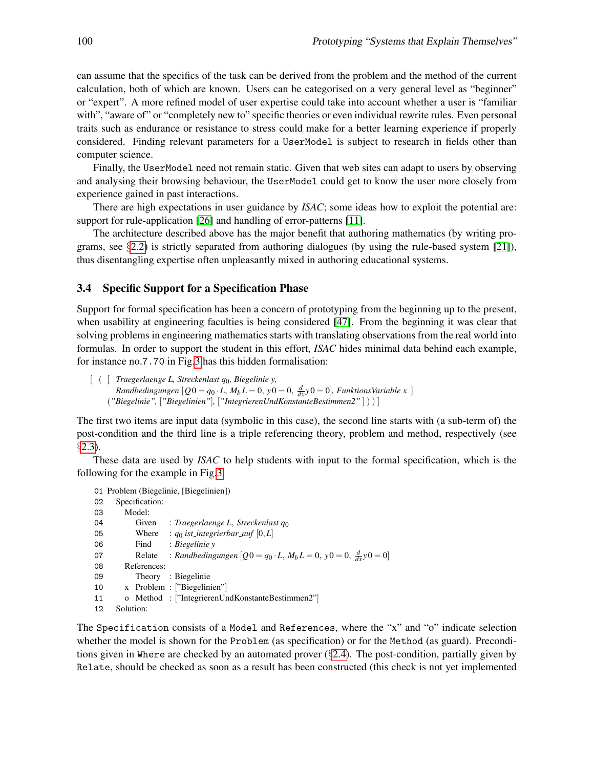can assume that the specifics of the task can be derived from the problem and the method of the current calculation, both of which are known. Users can be categorised on a very general level as "beginner" or "expert". A more refined model of user expertise could take into account whether a user is "familiar with", "aware of" or "completely new to" specific theories or even individual rewrite rules. Even personal traits such as endurance or resistance to stress could make for a better learning experience if properly considered. Finding relevant parameters for a `UserModel` is subject to research in fields other than computer science.

Finally, the `UserModel` need not remain static. Given that web sites can adapt to users by observing and analysing their browsing behaviour, the `UserModel` could get to know the user more closely from experience gained in past interactions.

There are high expectations in user guidance by *ISAC*; some ideas how to exploit the potential are: support for rule-application [26] and handling of error-patterns [11].

The architecture described above has the major benefit that authoring mathematics (by writing programs, see §2.2) is strictly separated from authoring dialogues (by using the rule-based system [21]), thus disentangling expertise often unpleasantly mixed in authoring educational systems.

### 3.4 Specific Support for a Specification Phase

Support for formal specification has been a concern of prototyping from the beginning up to the present, when usability at engineering faculties is being considered [47]. From the beginning it was clear that solving problems in engineering mathematics starts with translating observations from the real world into formulas. In order to support the student in this effort, *ISAC* hides minimal data behind each example, for instance no.`7.70` in Fig.3 has this hidden formalisation:

[ ( [ *Traegerlaenge L, Streckenlast* $q_0$*, Biegelinie y,*
*Randbedingungen* $[Q\,0 = q_0 \cdot L,\ M_b\,L = 0,\ y\,0 = 0,\ \frac{d}{dx}y\,0 = 0]$*, FunktionsVariable x* ]
(*"Biegelinie", ["Biegelinien"], ["IntegrierenUndKonstanteBestimmen2"]* ) ) ]

The first two items are input data (symbolic in this case), the second line starts with (a sub-term of) the post-condition and the third line is a triple referencing theory, problem and method, respectively (see §2.3).

These data are used by *ISAC* to help students with input to the formal specification, which is the following for the example in Fig.3:

01 Problem (Biegelinie, [Biegelinien])
02 Specification:
03 Model:
04 Given : *Traegerlaenge L, Streckenlast* $q_0$
05 Where : $q_0$ *ist_integrierbar_auf* $[0, L]$
06 Find : *Biegelinie y*
07 Relate : *Randbedingungen* $[Q\,0 = q_0 \cdot L,\ M_b\,L = 0,\ y\,0 = 0,\ \frac{d}{dx}y\,0 = 0]$
08 References:
09 Theory : Biegelinie
10 x Problem : ["Biegelinien"]
11 o Method : ["IntegrierenUndKonstanteBestimmen2"]
12 Solution:

The `Specification` consists of a `Model` and `References`, where the "x" and "o" indicate selection whether the model is shown for the `Problem` (as specification) or for the `Method` (as guard). Preconditions given in `Where` are checked by an automated prover (§2.4). The post-condition, partially given by `Relate`, should be checked as soon as a result has been constructed (this check is not yet implemented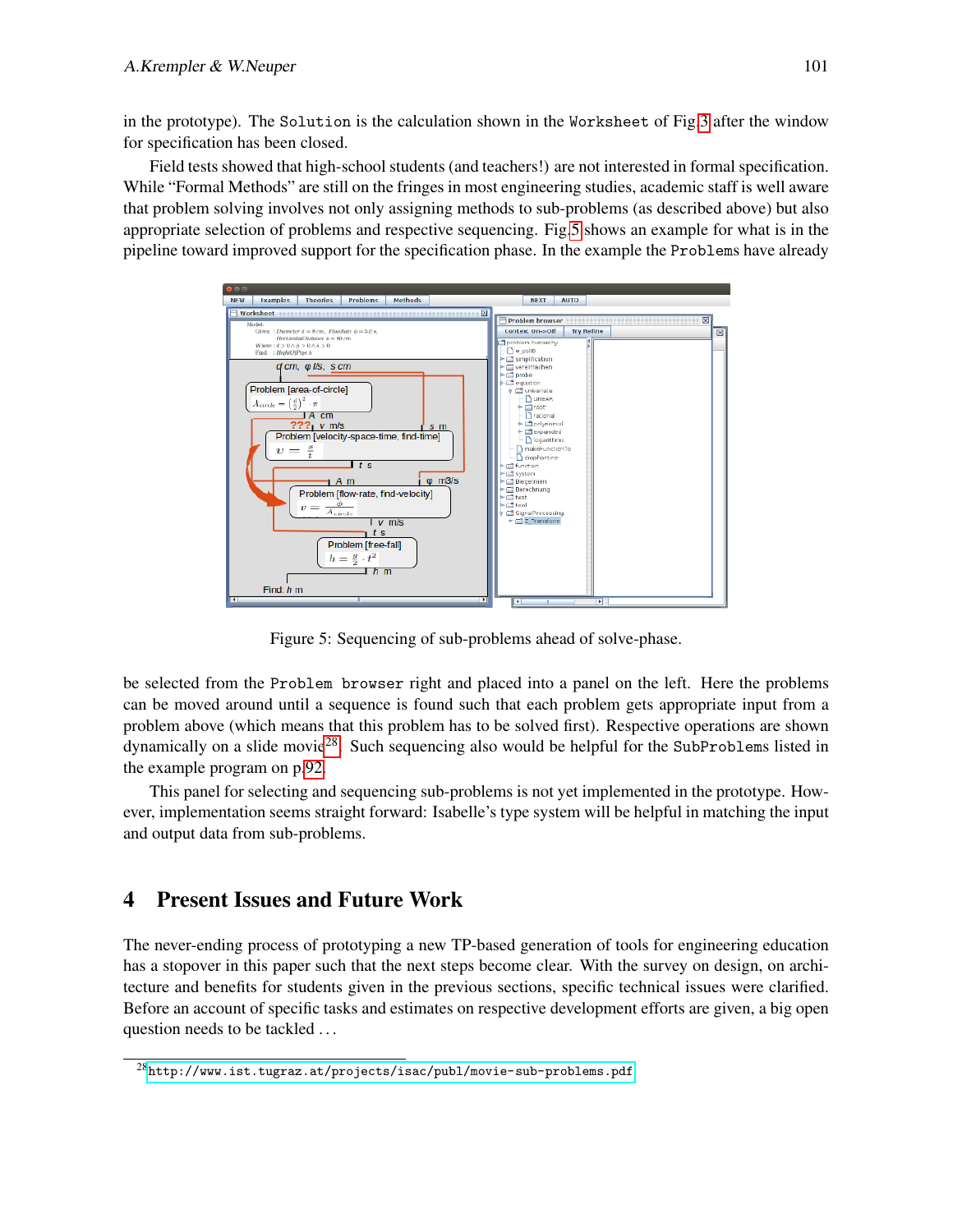in the prototype). The Solution is the calculation shown in the Worksheet of Fig.3 after the window for specification has been closed.

Field tests showed that high-school students (and teachers!) are not interested in formal specification. While "Formal Methods" are still on the fringes in most engineering studies, academic staff is well aware that problem solving involves not only assigning methods to sub-problems (as described above) but also appropriate selection of problems and respective sequencing. Fig.5 shows an example for what is in the pipeline toward improved support for the specification phase. In the example the Problems have already

Figure 5: Sequencing of sub-problems ahead of solve-phase.

be selected from the Problem browser right and placed into a panel on the left. Here the problems can be moved around until a sequence is found such that each problem gets appropriate input from a problem above (which means that this problem has to be solved first). Respective operations are shown dynamically on a slide movie[28]. Such sequencing also would be helpful for the SubProblems listed in the example program on p.92.

This panel for selecting and sequencing sub-problems is not yet implemented in the prototype. However, implementation seems straight forward: Isabelle's type system will be helpful in matching the input and output data from sub-problems.

## 4 Present Issues and Future Work

The never-ending process of prototyping a new TP-based generation of tools for engineering education has a stopover in this paper such that the next steps become clear. With the survey on design, on architecture and benefits for students given in the previous sections, specific technical issues were clarified. Before an account of specific tasks and estimates on respective development efforts are given, a big open question needs to be tackled ...

[28] http://www.ist.tugraz.at/projects/isac/publ/movie-sub-problems.pdf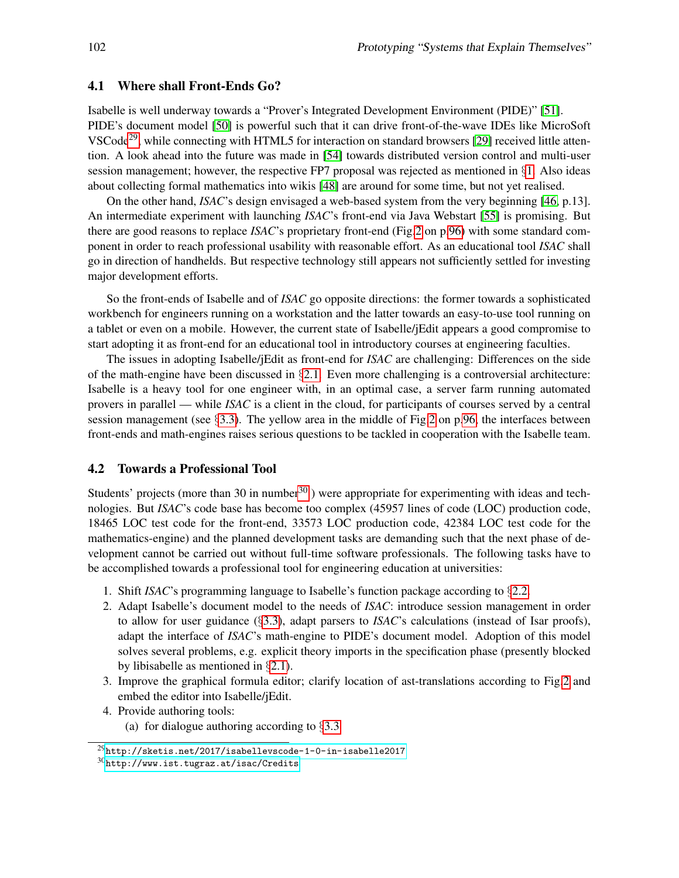### 4.1 Where shall Front-Ends Go?

Isabelle is well underway towards a "Prover's Integrated Development Environment (PIDE)" [51]. PIDE's document model [50] is powerful such that it can drive front-of-the-wave IDEs like MicroSoft VSCode[29], while connecting with HTML5 for interaction on standard browsers [29] received little attention. A look ahead into the future was made in [54] towards distributed version control and multi-user session management; however, the respective FP7 proposal was rejected as mentioned in §1. Also ideas about collecting formal mathematics into wikis [48] are around for some time, but not yet realised.

On the other hand, *ISAC*'s design envisaged a web-based system from the very beginning [46, p.13]. An intermediate experiment with launching *ISAC*'s front-end via Java Webstart [55] is promising. But there are good reasons to replace *ISAC*'s proprietary front-end (Fig.2 on p.96) with some standard component in order to reach professional usability with reasonable effort. As an educational tool *ISAC* shall go in direction of handhelds. But respective technology still appears not sufficiently settled for investing major development efforts.

So the front-ends of Isabelle and of *ISAC* go opposite directions: the former towards a sophisticated workbench for engineers running on a workstation and the latter towards an easy-to-use tool running on a tablet or even on a mobile. However, the current state of Isabelle/jEdit appears a good compromise to start adopting it as front-end for an educational tool in introductory courses at engineering faculties.

The issues in adopting Isabelle/jEdit as front-end for *ISAC* are challenging: Differences on the side of the math-engine have been discussed in §2.1. Even more challenging is a controversial architecture: Isabelle is a heavy tool for one engineer with, in an optimal case, a server farm running automated provers in parallel — while *ISAC* is a client in the cloud, for participants of courses served by a central session management (see §3.3). The yellow area in the middle of Fig.2 on p.96, the interfaces between front-ends and math-engines raises serious questions to be tackled in cooperation with the Isabelle team.

### 4.2 Towards a Professional Tool

Students' projects (more than 30 in number[30]) were appropriate for experimenting with ideas and technologies. But *ISAC*'s code base has become too complex (45957 lines of code (LOC) production code, 18465 LOC test code for the front-end, 33573 LOC production code, 42384 LOC test code for the mathematics-engine) and the planned development tasks are demanding such that the next phase of development cannot be carried out without full-time software professionals. The following tasks have to be accomplished towards a professional tool for engineering education at universities:

1. Shift *ISAC*'s programming language to Isabelle's function package according to §2.2.
2. Adapt Isabelle's document model to the needs of *ISAC*: introduce session management in order to allow for user guidance (§3.3), adapt parsers to *ISAC*'s calculations (instead of Isar proofs), adapt the interface of *ISAC*'s math-engine to PIDE's document model. Adoption of this model solves several problems, e.g. explicit theory imports in the specification phase (presently blocked by libisabelle as mentioned in §2.1).
3. Improve the graphical formula editor; clarify location of ast-translations according to Fig.2 and embed the editor into Isabelle/jEdit.
4. Provide authoring tools:
   (a) for dialogue authoring according to §3.3

[29] http://sketis.net/2017/isabellevscode-1-0-in-isabelle2017

[30] http://www.ist.tugraz.at/isac/Credits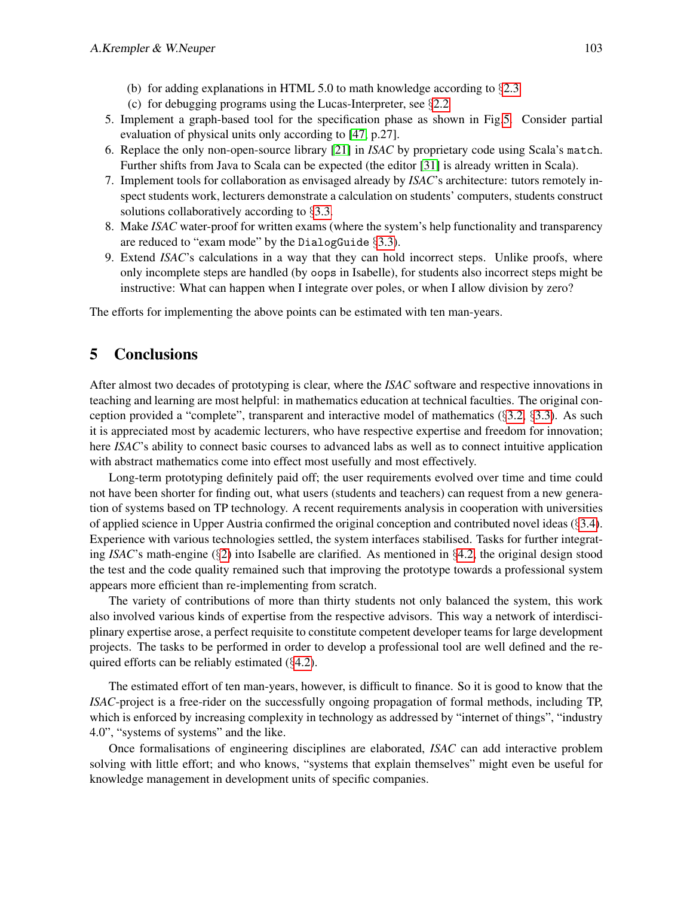(b) for adding explanations in HTML 5.0 to math knowledge according to §2.3
   (c) for debugging programs using the Lucas-Interpreter, see §2.2
5. Implement a graph-based tool for the specification phase as shown in Fig.5. Consider partial evaluation of physical units only according to [47, p.27].
6. Replace the only non-open-source library [21] in *ISAC* by proprietary code using Scala's `match`. Further shifts from Java to Scala can be expected (the editor [31] is already written in Scala).
7. Implement tools for collaboration as envisaged already by *ISAC*'s architecture: tutors remotely inspect students work, lecturers demonstrate a calculation on students' computers, students construct solutions collaboratively according to §3.3.
8. Make *ISAC* water-proof for written exams (where the system's help functionality and transparency are reduced to "exam mode" by the `DialogGuide` §3.3).
9. Extend *ISAC*'s calculations in a way that they can hold incorrect steps. Unlike proofs, where only incomplete steps are handled (by `oops` in Isabelle), for students also incorrect steps might be instructive: What can happen when I integrate over poles, or when I allow division by zero?

The efforts for implementing the above points can be estimated with ten man-years.

# 5 Conclusions

After almost two decades of prototyping is clear, where the *ISAC* software and respective innovations in teaching and learning are most helpful: in mathematics education at technical faculties. The original conception provided a "complete", transparent and interactive model of mathematics (§3.2, §3.3). As such it is appreciated most by academic lecturers, who have respective expertise and freedom for innovation; here *ISAC*'s ability to connect basic courses to advanced labs as well as to connect intuitive application with abstract mathematics come into effect most usefully and most effectively.

Long-term prototyping definitely paid off; the user requirements evolved over time and time could not have been shorter for finding out, what users (students and teachers) can request from a new generation of systems based on TP technology. A recent requirements analysis in cooperation with universities of applied science in Upper Austria confirmed the original conception and contributed novel ideas (§3.4). Experience with various technologies settled, the system interfaces stabilised. Tasks for further integrating *ISAC*'s math-engine (§2) into Isabelle are clarified. As mentioned in §4.2, the original design stood the test and the code quality remained such that improving the prototype towards a professional system appears more efficient than re-implementing from scratch.

The variety of contributions of more than thirty students not only balanced the system, this work also involved various kinds of expertise from the respective advisors. This way a network of interdisciplinary expertise arose, a perfect requisite to constitute competent developer teams for large development projects. The tasks to be performed in order to develop a professional tool are well defined and the required efforts can be reliably estimated (§4.2).

The estimated effort of ten man-years, however, is difficult to finance. So it is good to know that the *ISAC*-project is a free-rider on the successfully ongoing propagation of formal methods, including TP, which is enforced by increasing complexity in technology as addressed by "internet of things", "industry 4.0", "systems of systems" and the like.

Once formalisations of engineering disciplines are elaborated, *ISAC* can add interactive problem solving with little effort; and who knows, "systems that explain themselves" might even be useful for knowledge management in development units of specific companies.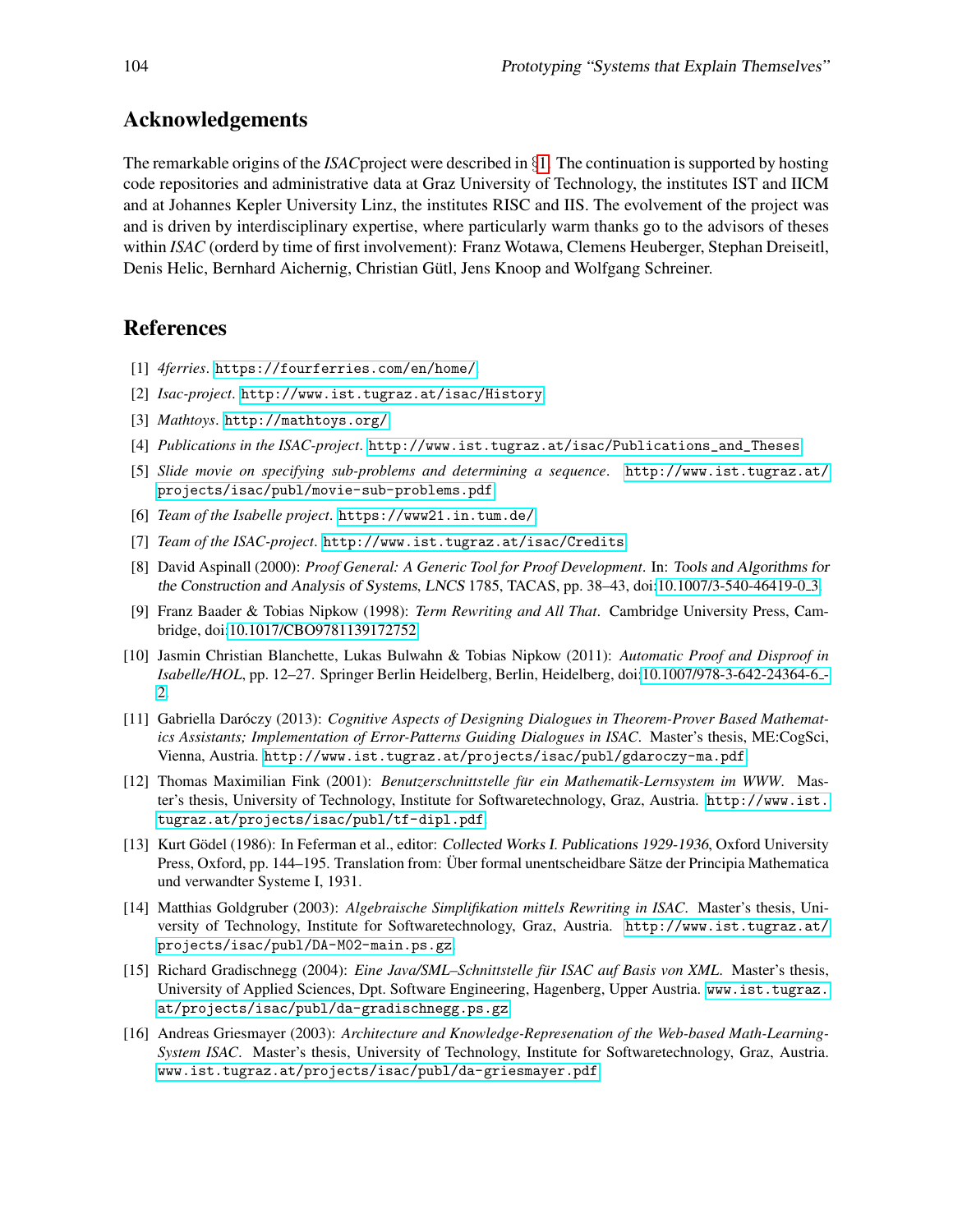## Acknowledgements

The remarkable origins of the *ISAC*project were described in §1. The continuation is supported by hosting code repositories and administrative data at Graz University of Technology, the institutes IST and IICM and at Johannes Kepler University Linz, the institutes RISC and IIS. The evolvement of the project was and is driven by interdisciplinary expertise, where particularly warm thanks go to the advisors of theses within *ISAC* (orderd by time of first involvement): Franz Wotawa, Clemens Heuberger, Stephan Dreiseitl, Denis Helic, Bernhard Aichernig, Christian Gütl, Jens Knoop and Wolfgang Schreiner.

## References

[1] *4ferries*. `https://fourferries.com/en/home/`

[2] *Isac-project*. `http://www.ist.tugraz.at/isac/History`

[3] *Mathtoys*. `http://mathtoys.org/`

[4] *Publications in the ISAC-project*. `http://www.ist.tugraz.at/isac/Publications_and_Theses`

[5] *Slide movie on specifying sub-problems and determining a sequence*. `http://www.ist.tugraz.at/projects/isac/publ/movie-sub-problems.pdf`

[6] *Team of the Isabelle project*. `https://www21.in.tum.de/`

[7] *Team of the ISAC-project*. `http://www.ist.tugraz.at/isac/Credits`

[8] David Aspinall (2000): *Proof General: A Generic Tool for Proof Development*. In: Tools and Algorithms for the Construction and Analysis of Systems, LNCS 1785, TACAS, pp. 38–43, doi:10.1007/3-540-46419-0_3.

[9] Franz Baader & Tobias Nipkow (1998): *Term Rewriting and All That*. Cambridge University Press, Cambridge, doi:10.1017/CBO9781139172752.

[10] Jasmin Christian Blanchette, Lukas Bulwahn & Tobias Nipkow (2011): *Automatic Proof and Disproof in Isabelle/HOL*, pp. 12–27. Springer Berlin Heidelberg, Berlin, Heidelberg, doi:10.1007/978-3-642-24364-6_2.

[11] Gabriella Daróczy (2013): *Cognitive Aspects of Designing Dialogues in Theorem-Prover Based Mathematics Assistants; Implementation of Error-Patterns Guiding Dialogues in ISAC*. Master's thesis, ME:CogSci, Vienna, Austria. `http://www.ist.tugraz.at/projects/isac/publ/gdaroczy-ma.pdf`

[12] Thomas Maximilian Fink (2001): *Benutzerschnittstelle für ein Mathematik-Lernsystem im WWW*. Master's thesis, University of Technology, Institute for Softwaretechnology, Graz, Austria. `http://www.ist.tugraz.at/projects/isac/publ/tf-dipl.pdf`

[13] Kurt Gödel (1986): In Feferman et al., editor: Collected Works I. Publications 1929-1936, Oxford University Press, Oxford, pp. 144–195. Translation from: Über formal unentscheidbare Sätze der Principia Mathematica und verwandter Systeme I, 1931.

[14] Matthias Goldgruber (2003): *Algebraische Simplifikation mittels Rewriting in ISAC*. Master's thesis, University of Technology, Institute for Softwaretechnology, Graz, Austria. `http://www.ist.tugraz.at/projects/isac/publ/DA-M02-main.ps.gz`

[15] Richard Gradischnegg (2004): *Eine Java/SML–Schnittstelle für ISAC auf Basis von XML*. Master's thesis, University of Applied Sciences, Dpt. Software Engineering, Hagenberg, Upper Austria. `www.ist.tugraz.at/projects/isac/publ/da-gradischnegg.ps.gz`

[16] Andreas Griesmayer (2003): *Architecture and Knowledge-Represenation of the Web-based Math-Learning-System ISAC*. Master's thesis, University of Technology, Institute for Softwaretechnology, Graz, Austria. `www.ist.tugraz.at/projects/isac/publ/da-griesmayer.pdf`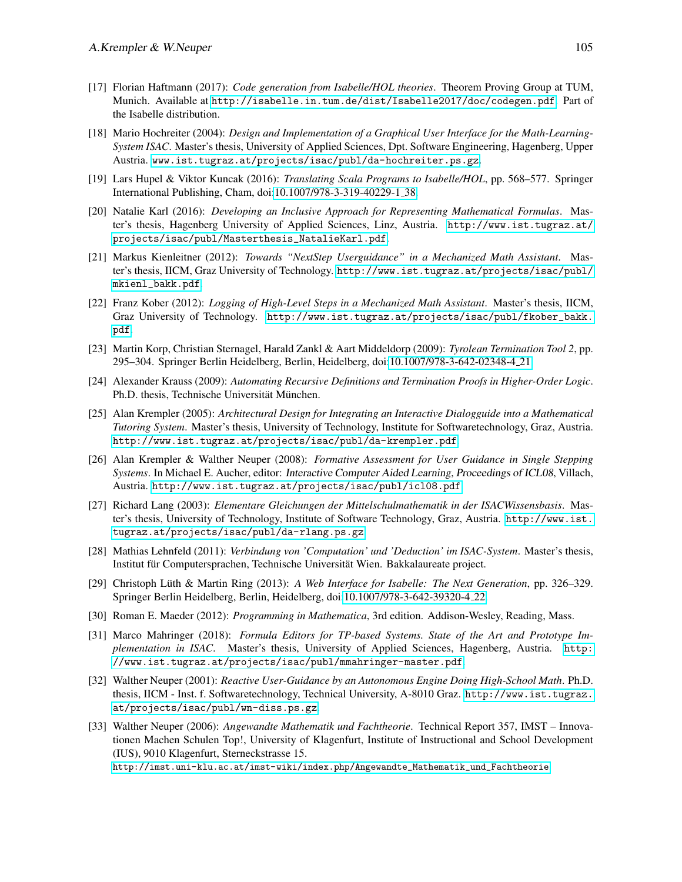[17] Florian Haftmann (2017): *Code generation from Isabelle/HOL theories*. Theorem Proving Group at TUM, Munich. Available at http://isabelle.in.tum.de/dist/Isabelle2017/doc/codegen.pdf. Part of the Isabelle distribution.

[18] Mario Hochreiter (2004): *Design and Implementation of a Graphical User Interface for the Math-Learning-System ISAC*. Master's thesis, University of Applied Sciences, Dpt. Software Engineering, Hagenberg, Upper Austria. www.ist.tugraz.at/projects/isac/publ/da-hochreiter.ps.gz.

[19] Lars Hupel & Viktor Kuncak (2016): *Translating Scala Programs to Isabelle/HOL*, pp. 568–577. Springer International Publishing, Cham, doi:10.1007/978-3-319-40229-1_38.

[20] Natalie Karl (2016): *Developing an Inclusive Approach for Representing Mathematical Formulas*. Master's thesis, Hagenberg University of Applied Sciences, Linz, Austria. http://www.ist.tugraz.at/projects/isac/publ/Masterthesis_NatalieKarl.pdf.

[21] Markus Kienleitner (2012): *Towards "NextStep Userguidance" in a Mechanized Math Assistant*. Master's thesis, IICM, Graz University of Technology. http://www.ist.tugraz.at/projects/isac/publ/mkienl_bakk.pdf.

[22] Franz Kober (2012): *Logging of High-Level Steps in a Mechanized Math Assistant*. Master's thesis, IICM, Graz University of Technology. http://www.ist.tugraz.at/projects/isac/publ/fkober_bakk.pdf.

[23] Martin Korp, Christian Sternagel, Harald Zankl & Aart Middeldorp (2009): *Tyrolean Termination Tool 2*, pp. 295–304. Springer Berlin Heidelberg, Berlin, Heidelberg, doi:10.1007/978-3-642-02348-4_21.

[24] Alexander Krauss (2009): *Automating Recursive Definitions and Termination Proofs in Higher-Order Logic*. Ph.D. thesis, Technische Universität München.

[25] Alan Krempler (2005): *Architectural Design for Integrating an Interactive Dialogguide into a Mathematical Tutoring System*. Master's thesis, University of Technology, Institute for Softwaretechnology, Graz, Austria. http://www.ist.tugraz.at/projects/isac/publ/da-krempler.pdf.

[26] Alan Krempler & Walther Neuper (2008): *Formative Assessment for User Guidance in Single Stepping Systems*. In Michael E. Aucher, editor: Interactive Computer Aided Learning, Proceedings of ICL08, Villach, Austria. http://www.ist.tugraz.at/projects/isac/publ/icl08.pdf.

[27] Richard Lang (2003): *Elementare Gleichungen der Mittelschulmathematik in der ISACWissensbasis*. Master's thesis, University of Technology, Institute of Software Technology, Graz, Austria. http://www.ist.tugraz.at/projects/isac/publ/da-rlang.ps.gz.

[28] Mathias Lehnfeld (2011): *Verbindung von 'Computation' und 'Deduction' im ISAC-System*. Master's thesis, Institut für Computersprachen, Technische Universität Wien. Bakkalaureate project.

[29] Christoph Lüth & Martin Ring (2013): *A Web Interface for Isabelle: The Next Generation*, pp. 326–329. Springer Berlin Heidelberg, Berlin, Heidelberg, doi:10.1007/978-3-642-39320-4_22.

[30] Roman E. Maeder (2012): *Programming in Mathematica*, 3rd edition. Addison-Wesley, Reading, Mass.

[31] Marco Mahringer (2018): *Formula Editors for TP-based Systems. State of the Art and Prototype Implementation in ISAC*. Master's thesis, University of Applied Sciences, Hagenberg, Austria. http://www.ist.tugraz.at/projects/isac/publ/mmahringer-master.pdf.

[32] Walther Neuper (2001): *Reactive User-Guidance by an Autonomous Engine Doing High-School Math*. Ph.D. thesis, IICM - Inst. f. Softwaretechnology, Technical University, A-8010 Graz. http://www.ist.tugraz.at/projects/isac/publ/wn-diss.ps.gz.

[33] Walther Neuper (2006): *Angewandte Mathematik und Fachtheorie*. Technical Report 357, IMST – Innovationen Machen Schulen Top!, University of Klagenfurt, Institute of Instructional and School Development (IUS), 9010 Klagenfurt, Sterneckstrasse 15. http://imst.uni-klu.ac.at/imst-wiki/index.php/Angewandte_Mathematik_und_Fachtheorie.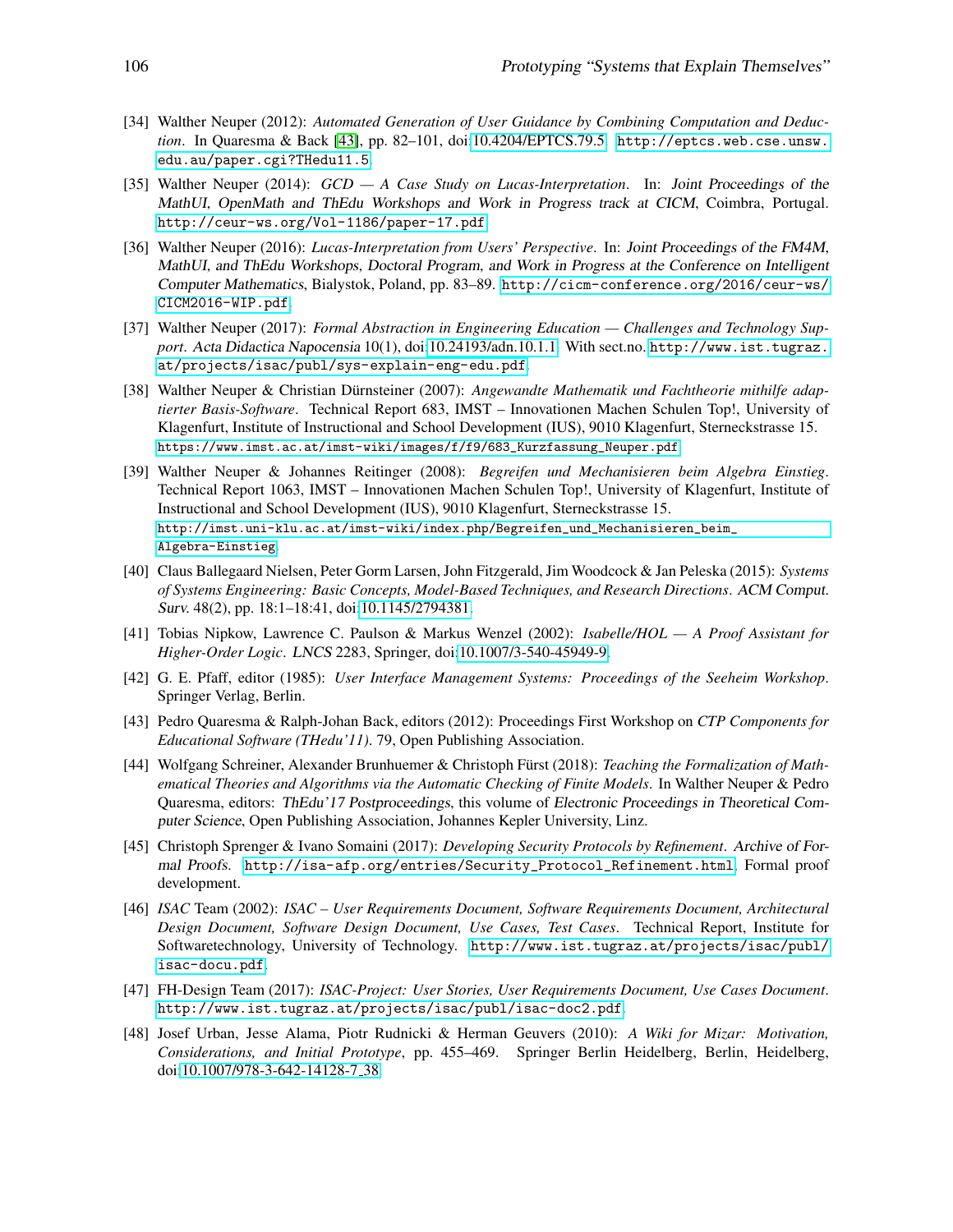[34] Walther Neuper (2012): *Automated Generation of User Guidance by Combining Computation and Deduction*. In Quaresma & Back [43], pp. 82–101, doi:10.4204/EPTCS.79.5. http://eptcs.web.cse.unsw.edu.au/paper.cgi?THedu11.5.

[35] Walther Neuper (2014): *GCD — A Case Study on Lucas-Interpretation*. In: Joint Proceedings of the MathUI, OpenMath and ThEdu Workshops and Work in Progress track at CICM, Coimbra, Portugal. http://ceur-ws.org/Vol-1186/paper-17.pdf.

[36] Walther Neuper (2016): *Lucas-Interpretation from Users' Perspective*. In: Joint Proceedings of the FM4M, MathUI, and ThEdu Workshops, Doctoral Program, and Work in Progress at the Conference on Intelligent Computer Mathematics, Bialystok, Poland, pp. 83–89. http://cicm-conference.org/2016/ceur-ws/CICM2016-WIP.pdf.

[37] Walther Neuper (2017): *Formal Abstraction in Engineering Education — Challenges and Technology Support*. Acta Didactica Napocensia 10(1), doi:10.24193/adn.10.1.1. With sect.no. http://www.ist.tugraz.at/projects/isac/publ/sys-explain-eng-edu.pdf.

[38] Walther Neuper & Christian Dürnsteiner (2007): *Angewandte Mathematik und Fachtheorie mithilfe adaptierter Basis-Software*. Technical Report 683, IMST – Innovationen Machen Schulen Top!, University of Klagenfurt, Institute of Instructional and School Development (IUS), 9010 Klagenfurt, Sterneckstrasse 15. https://www.imst.ac.at/imst-wiki/images/f/f9/683_Kurzfassung_Neuper.pdf.

[39] Walther Neuper & Johannes Reitinger (2008): *Begreifen und Mechanisieren beim Algebra Einstieg*. Technical Report 1063, IMST – Innovationen Machen Schulen Top!, University of Klagenfurt, Institute of Instructional and School Development (IUS), 9010 Klagenfurt, Sterneckstrasse 15. http://imst.uni-klu.ac.at/imst-wiki/index.php/Begreifen_und_Mechanisieren_beim_Algebra-Einstieg.

[40] Claus Ballegaard Nielsen, Peter Gorm Larsen, John Fitzgerald, Jim Woodcock & Jan Peleska (2015): *Systems of Systems Engineering: Basic Concepts, Model-Based Techniques, and Research Directions*. ACM Comput. Surv. 48(2), pp. 18:1–18:41, doi:10.1145/2794381.

[41] Tobias Nipkow, Lawrence C. Paulson & Markus Wenzel (2002): *Isabelle/HOL — A Proof Assistant for Higher-Order Logic*. LNCS 2283, Springer, doi:10.1007/3-540-45949-9.

[42] G. E. Pfaff, editor (1985): *User Interface Management Systems: Proceedings of the Seeheim Workshop*. Springer Verlag, Berlin.

[43] Pedro Quaresma & Ralph-Johan Back, editors (2012): Proceedings First Workshop on *CTP Components for Educational Software (THedu'11)*. 79, Open Publishing Association.

[44] Wolfgang Schreiner, Alexander Brunhuemer & Christoph Fürst (2018): *Teaching the Formalization of Mathematical Theories and Algorithms via the Automatic Checking of Finite Models*. In Walther Neuper & Pedro Quaresma, editors: ThEdu'17 Postproceedings, this volume of Electronic Proceedings in Theoretical Computer Science, Open Publishing Association, Johannes Kepler University, Linz.

[45] Christoph Sprenger & Ivano Somaini (2017): *Developing Security Protocols by Refinement*. Archive of Formal Proofs. http://isa-afp.org/entries/Security_Protocol_Refinement.html, Formal proof development.

[46] *ISAC* Team (2002): *ISAC – User Requirements Document, Software Requirements Document, Architectural Design Document, Software Design Document, Use Cases, Test Cases*. Technical Report, Institute for Softwaretechnology, University of Technology. http://www.ist.tugraz.at/projects/isac/publ/isac-docu.pdf.

[47] FH-Design Team (2017): *ISAC-Project: User Stories, User Requirements Document, Use Cases Document*. http://www.ist.tugraz.at/projects/isac/publ/isac-doc2.pdf.

[48] Josef Urban, Jesse Alama, Piotr Rudnicki & Herman Geuvers (2010): *A Wiki for Mizar: Motivation, Considerations, and Initial Prototype*, pp. 455–469. Springer Berlin Heidelberg, Berlin, Heidelberg, doi:10.1007/978-3-642-14128-7_38.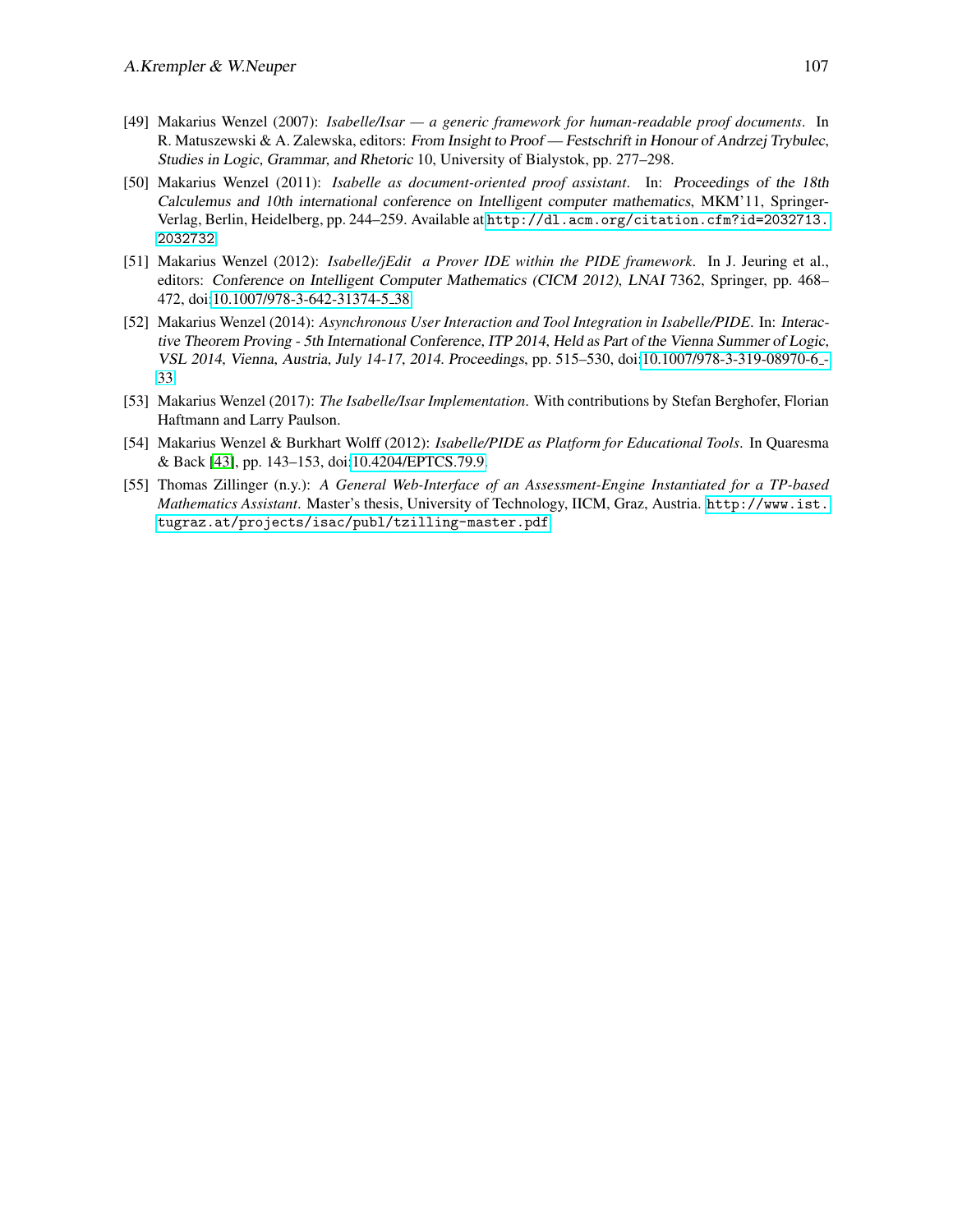[49] Makarius Wenzel (2007): *Isabelle/Isar — a generic framework for human-readable proof documents*. In R. Matuszewski & A. Zalewska, editors: *From Insight to Proof — Festschrift in Honour of Andrzej Trybulec*, *Studies in Logic, Grammar, and Rhetoric* 10, University of Bialystok, pp. 277–298.

[50] Makarius Wenzel (2011): *Isabelle as document-oriented proof assistant*. In: *Proceedings of the 18th Calculemus and 10th international conference on Intelligent computer mathematics*, MKM'11, Springer-Verlag, Berlin, Heidelberg, pp. 244–259. Available at `http://dl.acm.org/citation.cfm?id=2032713.2032732`.

[51] Makarius Wenzel (2012): *Isabelle/jEdit a Prover IDE within the PIDE framework*. In J. Jeuring et al., editors: *Conference on Intelligent Computer Mathematics (CICM 2012)*, *LNAI* 7362, Springer, pp. 468–472, doi:10.1007/978-3-642-31374-5_38.

[52] Makarius Wenzel (2014): *Asynchronous User Interaction and Tool Integration in Isabelle/PIDE*. In: *Interactive Theorem Proving - 5th International Conference, ITP 2014, Held as Part of the Vienna Summer of Logic, VSL 2014, Vienna, Austria, July 14-17, 2014. Proceedings*, pp. 515–530, doi:10.1007/978-3-319-08970-6_33.

[53] Makarius Wenzel (2017): *The Isabelle/Isar Implementation*. With contributions by Stefan Berghofer, Florian Haftmann and Larry Paulson.

[54] Makarius Wenzel & Burkhart Wolff (2012): *Isabelle/PIDE as Platform for Educational Tools*. In Quaresma & Back [43], pp. 143–153, doi:10.4204/EPTCS.79.9.

[55] Thomas Zillinger (n.y.): *A General Web-Interface of an Assessment-Engine Instantiated for a TP-based Mathematics Assistant*. Master's thesis, University of Technology, IICM, Graz, Austria. `http://www.ist.tugraz.at/projects/isac/publ/tzilling-master.pdf`.